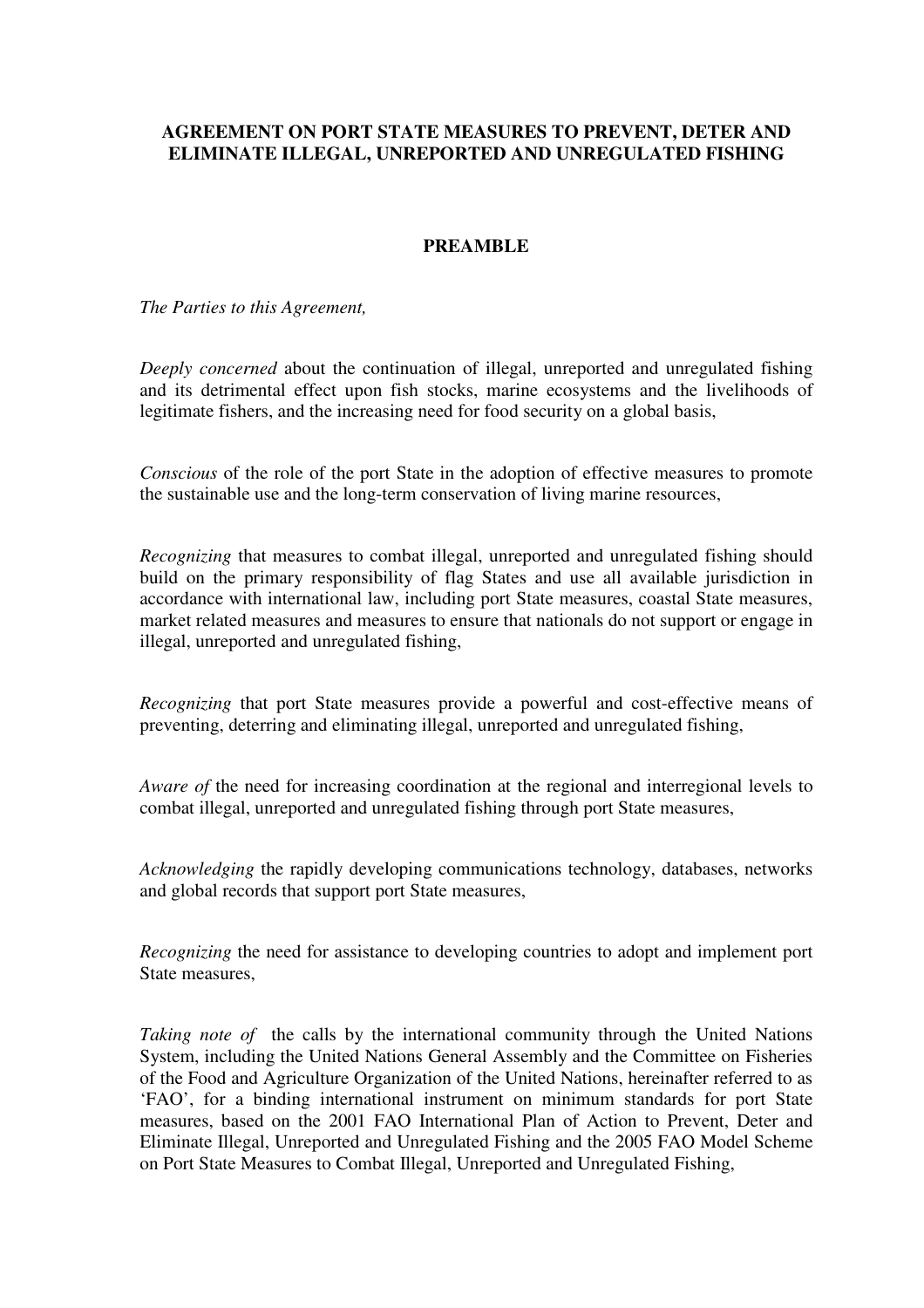# AGREEMENT ON PORT STATE MEASURES TO PREVENT, DETER AND ELIMINATE ILLEGAL, UNREPORTED AND UNREGULATED FISHING

## PREAMBLE

*The Parties to this Agreement,*

*Deeply concerned* about the continuation of illegal, unreported and unregulated fishing and its detrimental effect upon fish stocks, marine ecosystems and the livelihoods of legitimate fishers, and the increasing need for food security on a global basis,

*Conscious* of the role of the port State in the adoption of effective measures to promote the sustainable use and the long-term conservation of living marine resources,

*Recognizing* that measures to combat illegal, unreported and unregulated fishing should build on the primary responsibility of flag States and use all available jurisdiction in accordance with international law, including port State measures, coastal State measures, market related measures and measures to ensure that nationals do not support or engage in illegal, unreported and unregulated fishing,

*Recognizing* that port State measures provide a powerful and cost-effective means of preventing, deterring and eliminating illegal, unreported and unregulated fishing,

*Aware of* the need for increasing coordination at the regional and interregional levels to combat illegal, unreported and unregulated fishing through port State measures,

*Acknowledging* the rapidly developing communications technology, databases, networks and global records that support port State measures,

*Recognizing* the need for assistance to developing countries to adopt and implement port State measures,

*Taking note of* the calls by the international community through the United Nations System, including the United Nations General Assembly and the Committee on Fisheries of the Food and Agriculture Organization of the United Nations, hereinafter referred to as 'FAO', for a binding international instrument on minimum standards for port State measures, based on the 2001 FAO International Plan of Action to Prevent, Deter and Eliminate Illegal, Unreported and Unregulated Fishing and the 2005 FAO Model Scheme on Port State Measures to Combat Illegal, Unreported and Unregulated Fishing,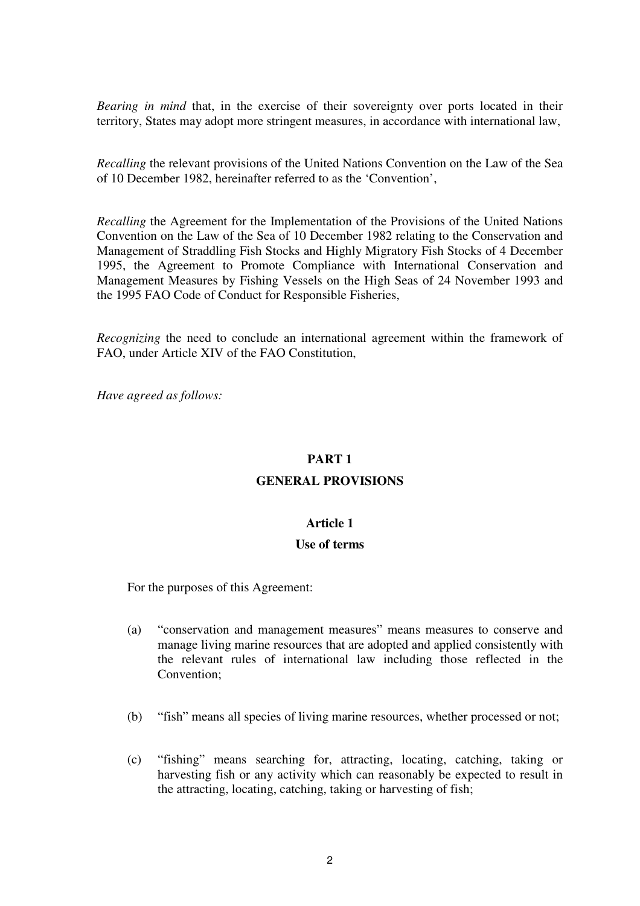*Bearing in mind* that, in the exercise of their sovereignty over ports located in their territory, States may adopt more stringent measures, in accordance with international law,

*Recalling* the relevant provisions of the United Nations Convention on the Law of the Sea of 10 December 1982, hereinafter referred to as the 'Convention',

*Recalling* the Agreement for the Implementation of the Provisions of the United Nations Convention on the Law of the Sea of 10 December 1982 relating to the Conservation and Management of Straddling Fish Stocks and Highly Migratory Fish Stocks of 4 December 1995, the Agreement to Promote Compliance with International Conservation and Management Measures by Fishing Vessels on the High Seas of 24 November 1993 and the 1995 FAO Code of Conduct for Responsible Fisheries,

*Recognizing* the need to conclude an international agreement within the framework of FAO, under Article XIV of the FAO Constitution,

*Have agreed as follows:*

## PART 1
## GENERAL PROVISIONS

### Article 1
### Use of terms

For the purposes of this Agreement:

(a) "conservation and management measures" means measures to conserve and manage living marine resources that are adopted and applied consistently with the relevant rules of international law including those reflected in the Convention;

(b) "fish" means all species of living marine resources, whether processed or not;

(c) "fishing" means searching for, attracting, locating, catching, taking or harvesting fish or any activity which can reasonably be expected to result in the attracting, locating, catching, taking or harvesting of fish;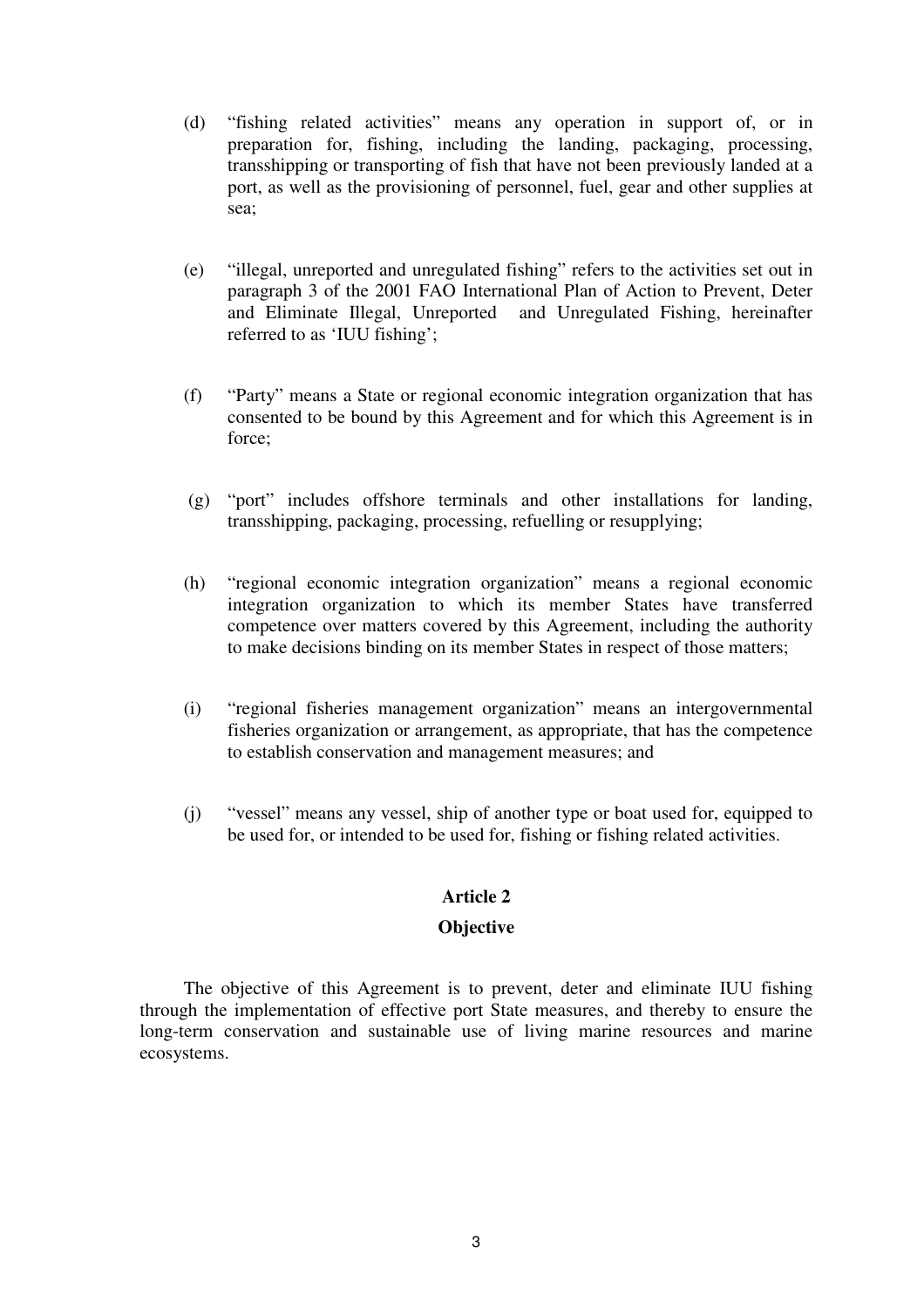(d) "fishing related activities" means any operation in support of, or in preparation for, fishing, including the landing, packaging, processing, transshipping or transporting of fish that have not been previously landed at a port, as well as the provisioning of personnel, fuel, gear and other supplies at sea;

(e) "illegal, unreported and unregulated fishing" refers to the activities set out in paragraph 3 of the 2001 FAO International Plan of Action to Prevent, Deter and Eliminate Illegal, Unreported and Unregulated Fishing, hereinafter referred to as 'IUU fishing';

(f) "Party" means a State or regional economic integration organization that has consented to be bound by this Agreement and for which this Agreement is in force;

(g) "port" includes offshore terminals and other installations for landing, transshipping, packaging, processing, refuelling or resupplying;

(h) "regional economic integration organization" means a regional economic integration organization to which its member States have transferred competence over matters covered by this Agreement, including the authority to make decisions binding on its member States in respect of those matters;

(i) "regional fisheries management organization" means an intergovernmental fisheries organization or arrangement, as appropriate, that has the competence to establish conservation and management measures; and

(j) "vessel" means any vessel, ship of another type or boat used for, equipped to be used for, or intended to be used for, fishing or fishing related activities.

## Article 2

## Objective

The objective of this Agreement is to prevent, deter and eliminate IUU fishing through the implementation of effective port State measures, and thereby to ensure the long-term conservation and sustainable use of living marine resources and marine ecosystems.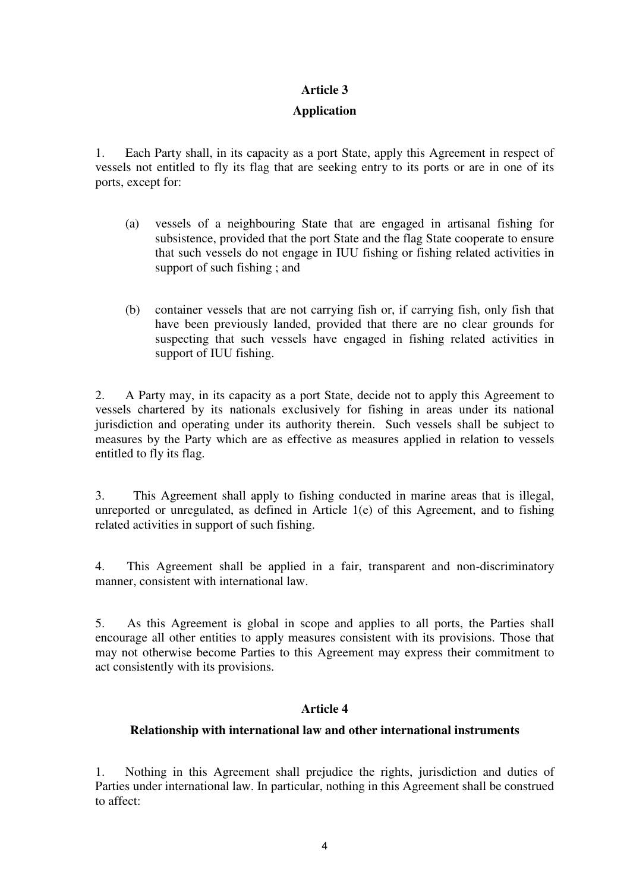## Article 3

## Application

1. Each Party shall, in its capacity as a port State, apply this Agreement in respect of vessels not entitled to fly its flag that are seeking entry to its ports or are in one of its ports, except for:

   (a) vessels of a neighbouring State that are engaged in artisanal fishing for subsistence, provided that the port State and the flag State cooperate to ensure that such vessels do not engage in IUU fishing or fishing related activities in support of such fishing ; and

   (b) container vessels that are not carrying fish or, if carrying fish, only fish that have been previously landed, provided that there are no clear grounds for suspecting that such vessels have engaged in fishing related activities in support of IUU fishing.

2. A Party may, in its capacity as a port State, decide not to apply this Agreement to vessels chartered by its nationals exclusively for fishing in areas under its national jurisdiction and operating under its authority therein. Such vessels shall be subject to measures by the Party which are as effective as measures applied in relation to vessels entitled to fly its flag.

3. This Agreement shall apply to fishing conducted in marine areas that is illegal, unreported or unregulated, as defined in Article 1(e) of this Agreement, and to fishing related activities in support of such fishing.

4. This Agreement shall be applied in a fair, transparent and non-discriminatory manner, consistent with international law.

5. As this Agreement is global in scope and applies to all ports, the Parties shall encourage all other entities to apply measures consistent with its provisions. Those that may not otherwise become Parties to this Agreement may express their commitment to act consistently with its provisions.

## Article 4

## Relationship with international law and other international instruments

1. Nothing in this Agreement shall prejudice the rights, jurisdiction and duties of Parties under international law. In particular, nothing in this Agreement shall be construed to affect: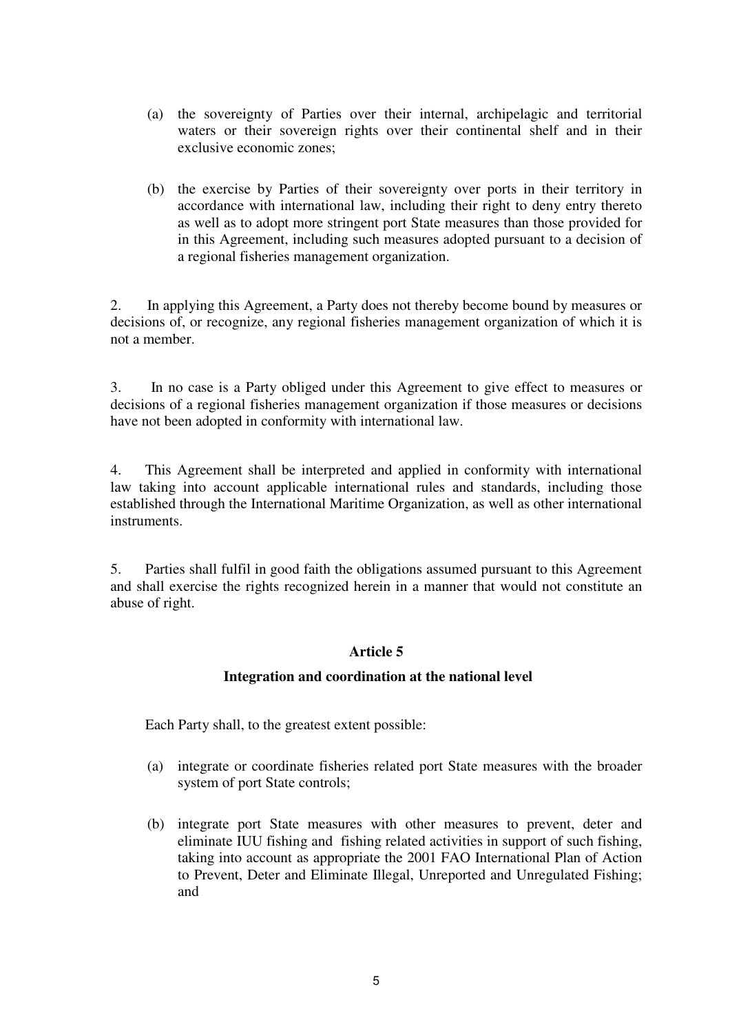(a) the sovereignty of Parties over their internal, archipelagic and territorial waters or their sovereign rights over their continental shelf and in their exclusive economic zones;

(b) the exercise by Parties of their sovereignty over ports in their territory in accordance with international law, including their right to deny entry thereto as well as to adopt more stringent port State measures than those provided for in this Agreement, including such measures adopted pursuant to a decision of a regional fisheries management organization.

2. In applying this Agreement, a Party does not thereby become bound by measures or decisions of, or recognize, any regional fisheries management organization of which it is not a member.

3. In no case is a Party obliged under this Agreement to give effect to measures or decisions of a regional fisheries management organization if those measures or decisions have not been adopted in conformity with international law.

4. This Agreement shall be interpreted and applied in conformity with international law taking into account applicable international rules and standards, including those established through the International Maritime Organization, as well as other international instruments.

5. Parties shall fulfil in good faith the obligations assumed pursuant to this Agreement and shall exercise the rights recognized herein in a manner that would not constitute an abuse of right.

## Article 5

### Integration and coordination at the national level

Each Party shall, to the greatest extent possible:

(a) integrate or coordinate fisheries related port State measures with the broader system of port State controls;

(b) integrate port State measures with other measures to prevent, deter and eliminate IUU fishing and fishing related activities in support of such fishing, taking into account as appropriate the 2001 FAO International Plan of Action to Prevent, Deter and Eliminate Illegal, Unreported and Unregulated Fishing; and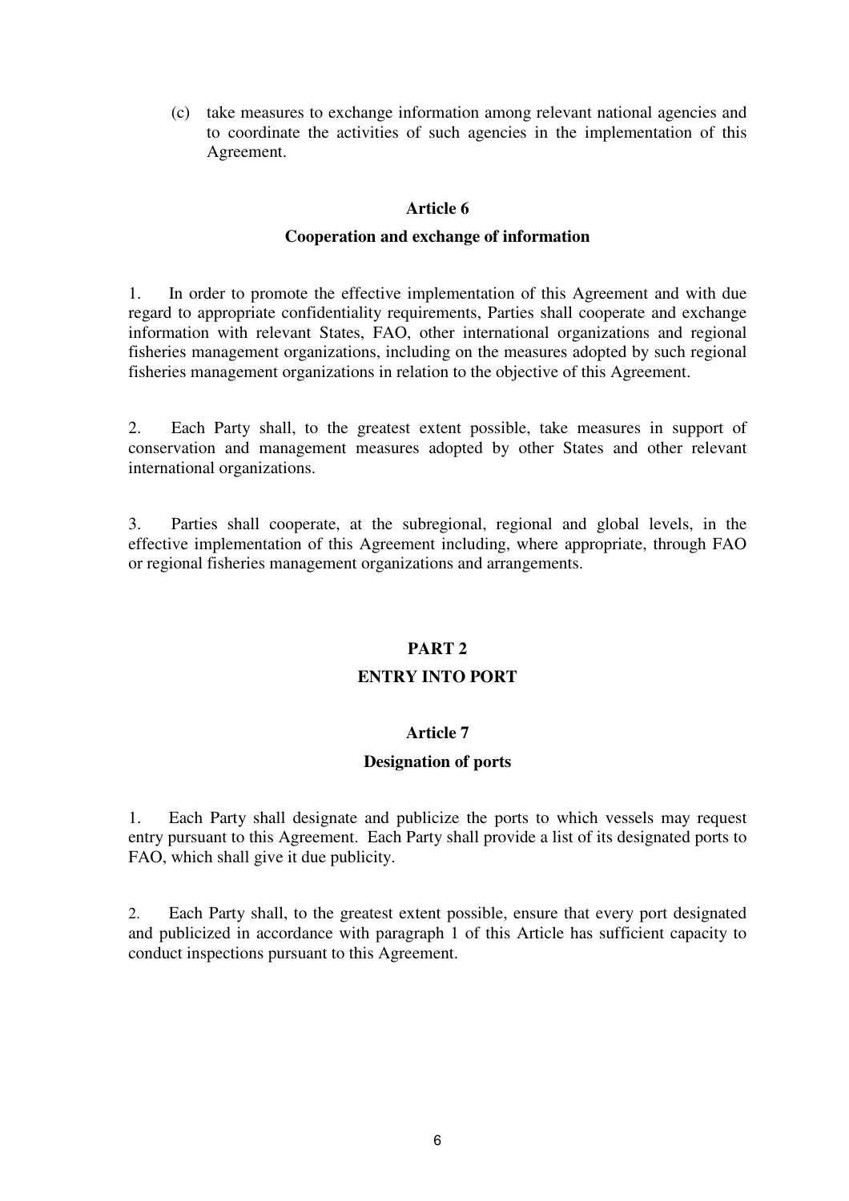(c) take measures to exchange information among relevant national agencies and to coordinate the activities of such agencies in the implementation of this Agreement.

### Article 6

### Cooperation and exchange of information

1. In order to promote the effective implementation of this Agreement and with due regard to appropriate confidentiality requirements, Parties shall cooperate and exchange information with relevant States, FAO, other international organizations and regional fisheries management organizations, including on the measures adopted by such regional fisheries management organizations in relation to the objective of this Agreement.

2. Each Party shall, to the greatest extent possible, take measures in support of conservation and management measures adopted by other States and other relevant international organizations.

3. Parties shall cooperate, at the subregional, regional and global levels, in the effective implementation of this Agreement including, where appropriate, through FAO or regional fisheries management organizations and arrangements.

## PART 2

## ENTRY INTO PORT

### Article 7

### Designation of ports

1. Each Party shall designate and publicize the ports to which vessels may request entry pursuant to this Agreement. Each Party shall provide a list of its designated ports to FAO, which shall give it due publicity.

2. Each Party shall, to the greatest extent possible, ensure that every port designated and publicized in accordance with paragraph 1 of this Article has sufficient capacity to conduct inspections pursuant to this Agreement.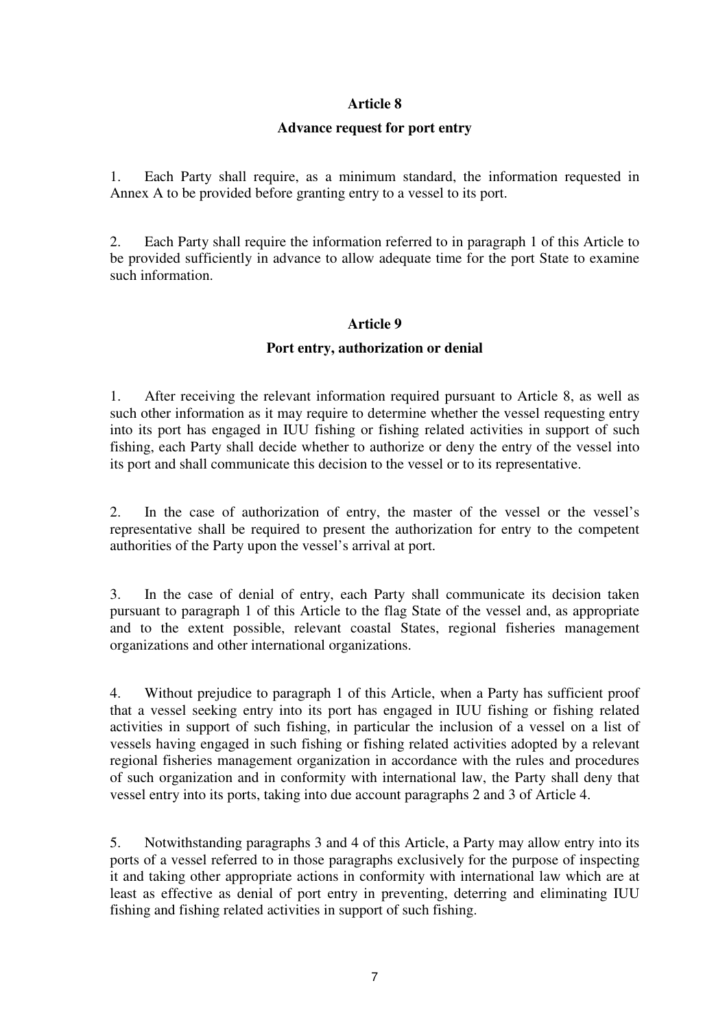## Article 8

### Advance request for port entry

1. Each Party shall require, as a minimum standard, the information requested in Annex A to be provided before granting entry to a vessel to its port.

2. Each Party shall require the information referred to in paragraph 1 of this Article to be provided sufficiently in advance to allow adequate time for the port State to examine such information.

## Article 9

### Port entry, authorization or denial

1. After receiving the relevant information required pursuant to Article 8, as well as such other information as it may require to determine whether the vessel requesting entry into its port has engaged in IUU fishing or fishing related activities in support of such fishing, each Party shall decide whether to authorize or deny the entry of the vessel into its port and shall communicate this decision to the vessel or to its representative.

2. In the case of authorization of entry, the master of the vessel or the vessel's representative shall be required to present the authorization for entry to the competent authorities of the Party upon the vessel's arrival at port.

3. In the case of denial of entry, each Party shall communicate its decision taken pursuant to paragraph 1 of this Article to the flag State of the vessel and, as appropriate and to the extent possible, relevant coastal States, regional fisheries management organizations and other international organizations.

4. Without prejudice to paragraph 1 of this Article, when a Party has sufficient proof that a vessel seeking entry into its port has engaged in IUU fishing or fishing related activities in support of such fishing, in particular the inclusion of a vessel on a list of vessels having engaged in such fishing or fishing related activities adopted by a relevant regional fisheries management organization in accordance with the rules and procedures of such organization and in conformity with international law, the Party shall deny that vessel entry into its ports, taking into due account paragraphs 2 and 3 of Article 4.

5. Notwithstanding paragraphs 3 and 4 of this Article, a Party may allow entry into its ports of a vessel referred to in those paragraphs exclusively for the purpose of inspecting it and taking other appropriate actions in conformity with international law which are at least as effective as denial of port entry in preventing, deterring and eliminating IUU fishing and fishing related activities in support of such fishing.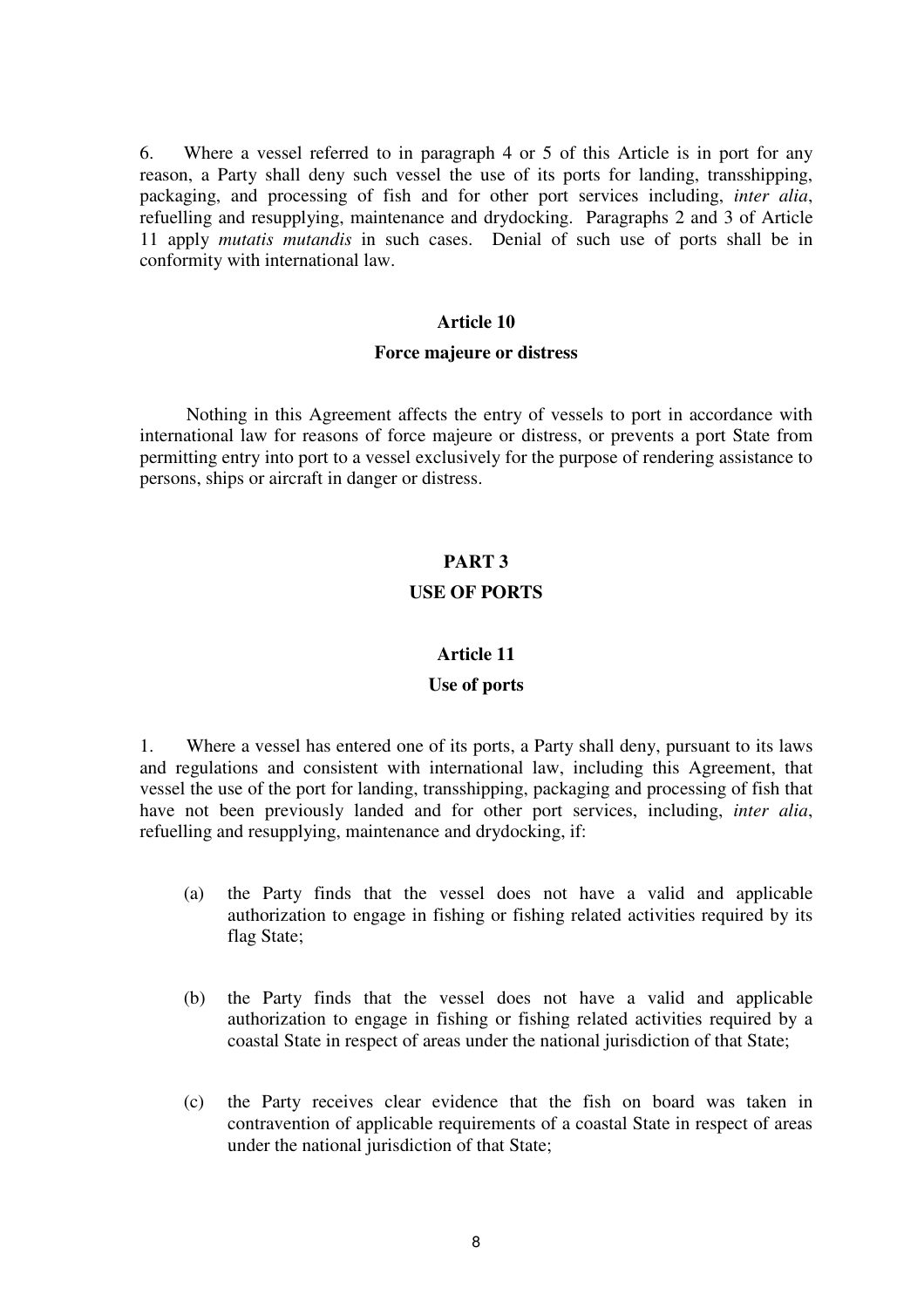6. Where a vessel referred to in paragraph 4 or 5 of this Article is in port for any reason, a Party shall deny such vessel the use of its ports for landing, transshipping, packaging, and processing of fish and for other port services including, *inter alia*, refuelling and resupplying, maintenance and drydocking. Paragraphs 2 and 3 of Article 11 apply *mutatis mutandis* in such cases. Denial of such use of ports shall be in conformity with international law.

### Article 10

### Force majeure or distress

Nothing in this Agreement affects the entry of vessels to port in accordance with international law for reasons of force majeure or distress, or prevents a port State from permitting entry into port to a vessel exclusively for the purpose of rendering assistance to persons, ships or aircraft in danger or distress.

## PART 3

## USE OF PORTS

### Article 11

### Use of ports

1. Where a vessel has entered one of its ports, a Party shall deny, pursuant to its laws and regulations and consistent with international law, including this Agreement, that vessel the use of the port for landing, transshipping, packaging and processing of fish that have not been previously landed and for other port services, including, *inter alia*, refuelling and resupplying, maintenance and drydocking, if:

(a) the Party finds that the vessel does not have a valid and applicable authorization to engage in fishing or fishing related activities required by its flag State;

(b) the Party finds that the vessel does not have a valid and applicable authorization to engage in fishing or fishing related activities required by a coastal State in respect of areas under the national jurisdiction of that State;

(c) the Party receives clear evidence that the fish on board was taken in contravention of applicable requirements of a coastal State in respect of areas under the national jurisdiction of that State;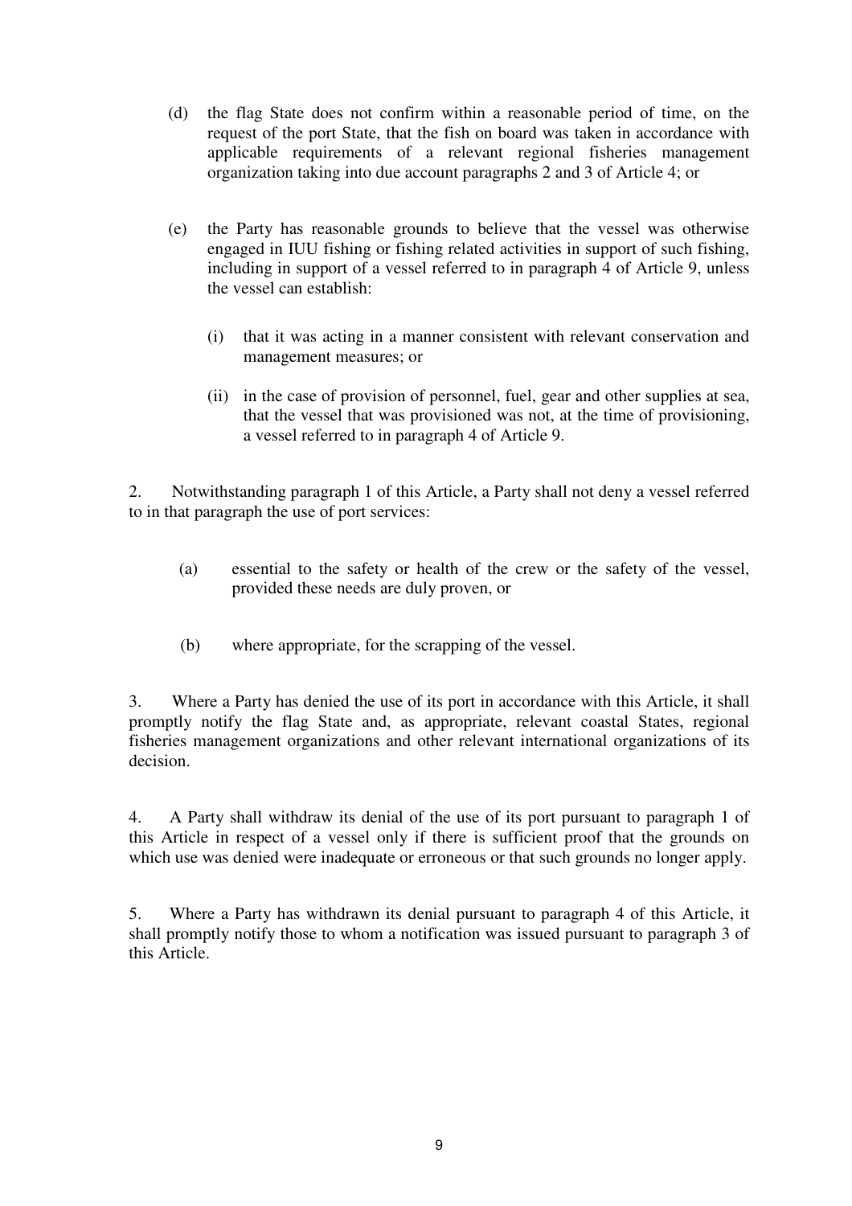(d) the flag State does not confirm within a reasonable period of time, on the request of the port State, that the fish on board was taken in accordance with applicable requirements of a relevant regional fisheries management organization taking into due account paragraphs 2 and 3 of Article 4; or

(e) the Party has reasonable grounds to believe that the vessel was otherwise engaged in IUU fishing or fishing related activities in support of such fishing, including in support of a vessel referred to in paragraph 4 of Article 9, unless the vessel can establish:

   (i) that it was acting in a manner consistent with relevant conservation and management measures; or

   (ii) in the case of provision of personnel, fuel, gear and other supplies at sea, that the vessel that was provisioned was not, at the time of provisioning, a vessel referred to in paragraph 4 of Article 9.

2. Notwithstanding paragraph 1 of this Article, a Party shall not deny a vessel referred to in that paragraph the use of port services:

(a) essential to the safety or health of the crew or the safety of the vessel, provided these needs are duly proven, or

(b) where appropriate, for the scrapping of the vessel.

3. Where a Party has denied the use of its port in accordance with this Article, it shall promptly notify the flag State and, as appropriate, relevant coastal States, regional fisheries management organizations and other relevant international organizations of its decision.

4. A Party shall withdraw its denial of the use of its port pursuant to paragraph 1 of this Article in respect of a vessel only if there is sufficient proof that the grounds on which use was denied were inadequate or erroneous or that such grounds no longer apply.

5. Where a Party has withdrawn its denial pursuant to paragraph 4 of this Article, it shall promptly notify those to whom a notification was issued pursuant to paragraph 3 of this Article.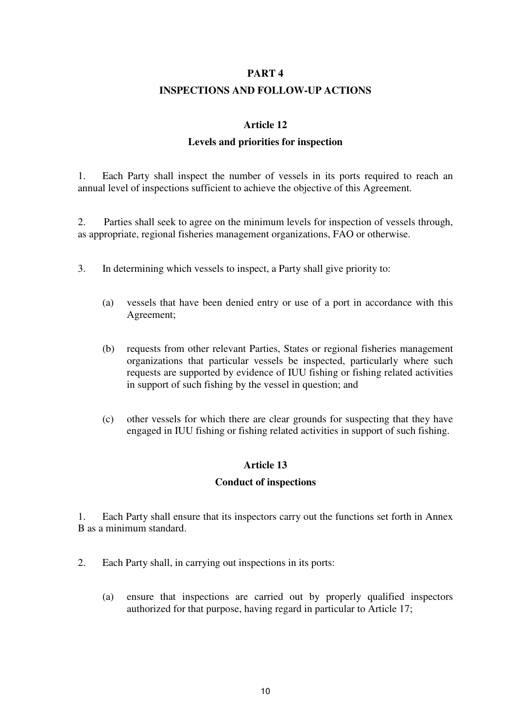## PART 4

## INSPECTIONS AND FOLLOW-UP ACTIONS

### Article 12

### Levels and priorities for inspection

1. Each Party shall inspect the number of vessels in its ports required to reach an annual level of inspections sufficient to achieve the objective of this Agreement.

2. Parties shall seek to agree on the minimum levels for inspection of vessels through, as appropriate, regional fisheries management organizations, FAO or otherwise.

3. In determining which vessels to inspect, a Party shall give priority to:

   (a) vessels that have been denied entry or use of a port in accordance with this Agreement;

   (b) requests from other relevant Parties, States or regional fisheries management organizations that particular vessels be inspected, particularly where such requests are supported by evidence of IUU fishing or fishing related activities in support of such fishing by the vessel in question; and

   (c) other vessels for which there are clear grounds for suspecting that they have engaged in IUU fishing or fishing related activities in support of such fishing.

### Article 13

### Conduct of inspections

1. Each Party shall ensure that its inspectors carry out the functions set forth in Annex B as a minimum standard.

2. Each Party shall, in carrying out inspections in its ports:

   (a) ensure that inspections are carried out by properly qualified inspectors authorized for that purpose, having regard in particular to Article 17;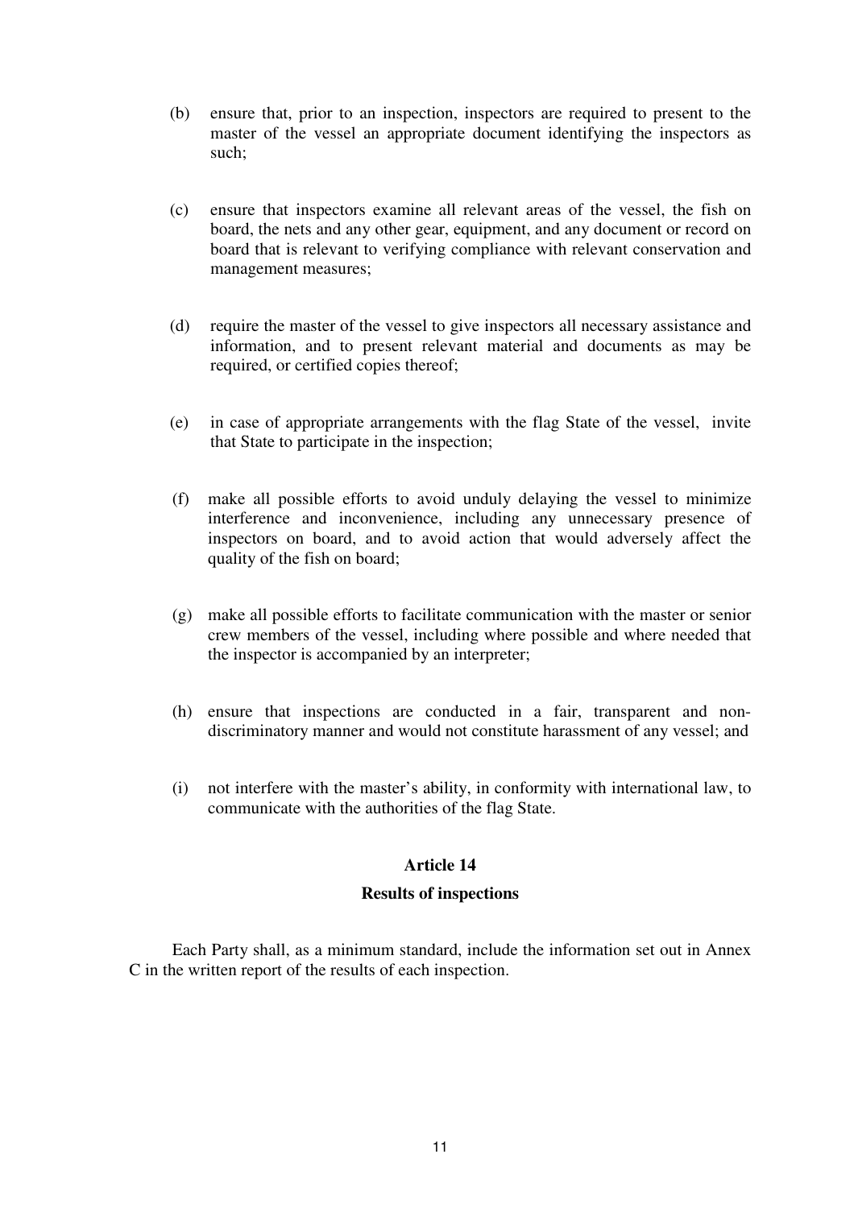(b) ensure that, prior to an inspection, inspectors are required to present to the master of the vessel an appropriate document identifying the inspectors as such;

(c) ensure that inspectors examine all relevant areas of the vessel, the fish on board, the nets and any other gear, equipment, and any document or record on board that is relevant to verifying compliance with relevant conservation and management measures;

(d) require the master of the vessel to give inspectors all necessary assistance and information, and to present relevant material and documents as may be required, or certified copies thereof;

(e) in case of appropriate arrangements with the flag State of the vessel, invite that State to participate in the inspection;

(f) make all possible efforts to avoid unduly delaying the vessel to minimize interference and inconvenience, including any unnecessary presence of inspectors on board, and to avoid action that would adversely affect the quality of the fish on board;

(g) make all possible efforts to facilitate communication with the master or senior crew members of the vessel, including where possible and where needed that the inspector is accompanied by an interpreter;

(h) ensure that inspections are conducted in a fair, transparent and non-discriminatory manner and would not constitute harassment of any vessel; and

(i) not interfere with the master's ability, in conformity with international law, to communicate with the authorities of the flag State.

## Article 14

### Results of inspections

Each Party shall, as a minimum standard, include the information set out in Annex C in the written report of the results of each inspection.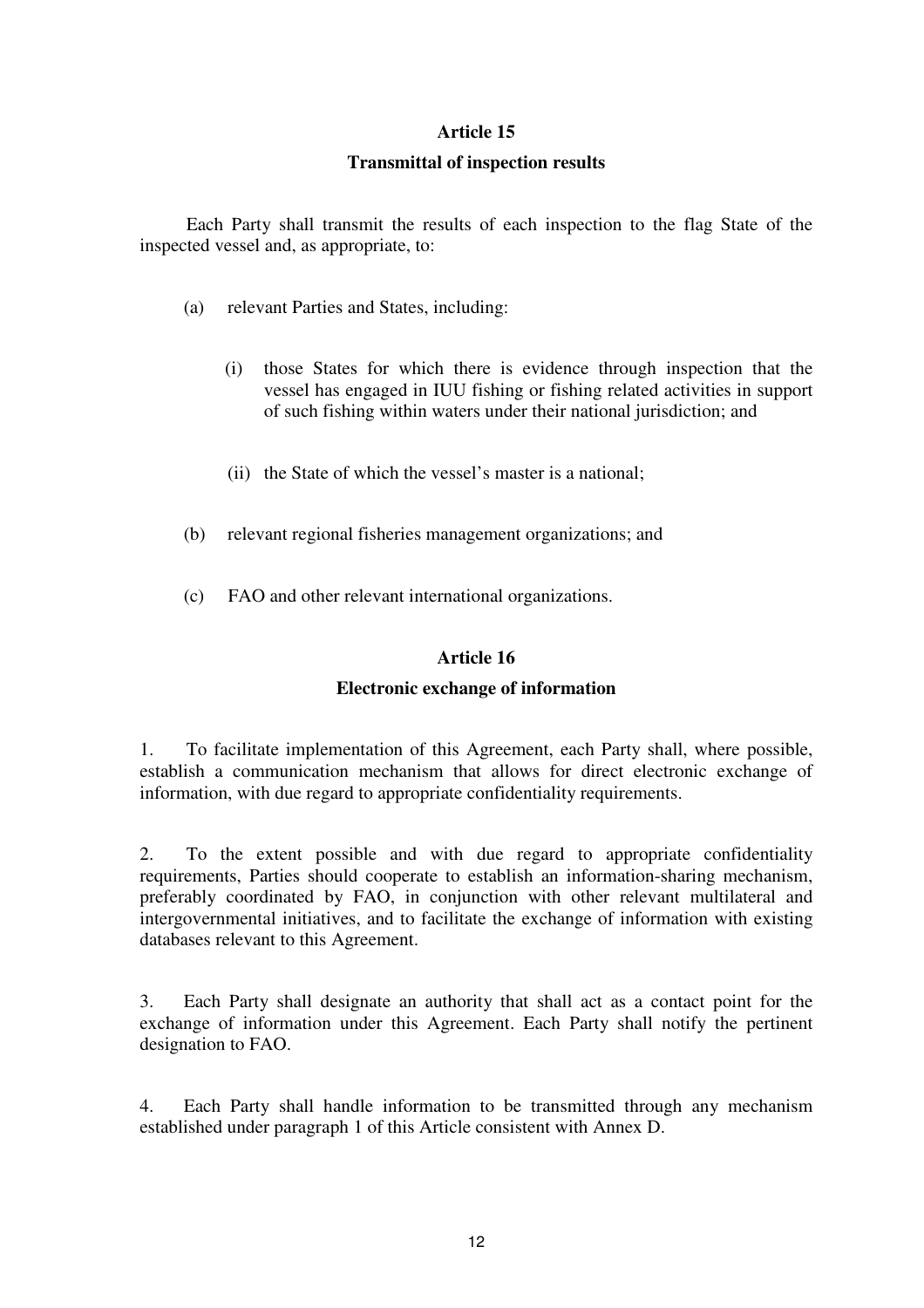## Article 15

### Transmittal of inspection results

Each Party shall transmit the results of each inspection to the flag State of the inspected vessel and, as appropriate, to:

(a) relevant Parties and States, including:

   (i) those States for which there is evidence through inspection that the vessel has engaged in IUU fishing or fishing related activities in support of such fishing within waters under their national jurisdiction; and

   (ii) the State of which the vessel's master is a national;

(b) relevant regional fisheries management organizations; and

(c) FAO and other relevant international organizations.

## Article 16

### Electronic exchange of information

1. To facilitate implementation of this Agreement, each Party shall, where possible, establish a communication mechanism that allows for direct electronic exchange of information, with due regard to appropriate confidentiality requirements.

2. To the extent possible and with due regard to appropriate confidentiality requirements, Parties should cooperate to establish an information-sharing mechanism, preferably coordinated by FAO, in conjunction with other relevant multilateral and intergovernmental initiatives, and to facilitate the exchange of information with existing databases relevant to this Agreement.

3. Each Party shall designate an authority that shall act as a contact point for the exchange of information under this Agreement. Each Party shall notify the pertinent designation to FAO.

4. Each Party shall handle information to be transmitted through any mechanism established under paragraph 1 of this Article consistent with Annex D.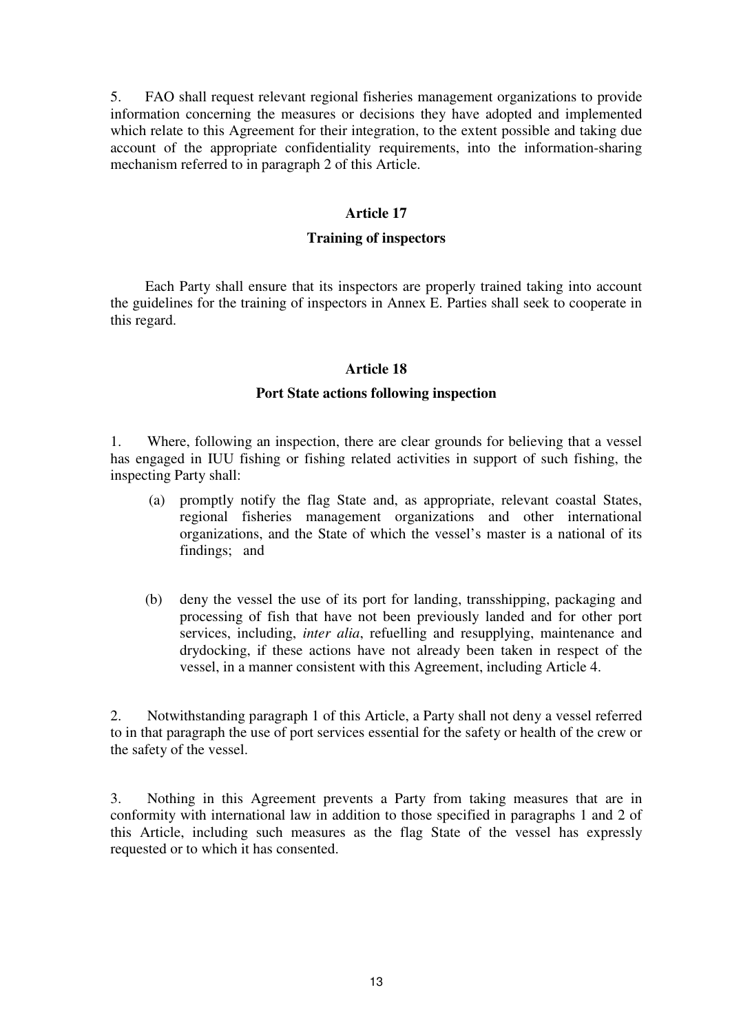5. FAO shall request relevant regional fisheries management organizations to provide information concerning the measures or decisions they have adopted and implemented which relate to this Agreement for their integration, to the extent possible and taking due account of the appropriate confidentiality requirements, into the information-sharing mechanism referred to in paragraph 2 of this Article.

## Article 17

### Training of inspectors

Each Party shall ensure that its inspectors are properly trained taking into account the guidelines for the training of inspectors in Annex E. Parties shall seek to cooperate in this regard.

## Article 18

### Port State actions following inspection

1. Where, following an inspection, there are clear grounds for believing that a vessel has engaged in IUU fishing or fishing related activities in support of such fishing, the inspecting Party shall:

   (a) promptly notify the flag State and, as appropriate, relevant coastal States, regional fisheries management organizations and other international organizations, and the State of which the vessel's master is a national of its findings; and

   (b) deny the vessel the use of its port for landing, transshipping, packaging and processing of fish that have not been previously landed and for other port services, including, *inter alia*, refuelling and resupplying, maintenance and drydocking, if these actions have not already been taken in respect of the vessel, in a manner consistent with this Agreement, including Article 4.

2. Notwithstanding paragraph 1 of this Article, a Party shall not deny a vessel referred to in that paragraph the use of port services essential for the safety or health of the crew or the safety of the vessel.

3. Nothing in this Agreement prevents a Party from taking measures that are in conformity with international law in addition to those specified in paragraphs 1 and 2 of this Article, including such measures as the flag State of the vessel has expressly requested or to which it has consented.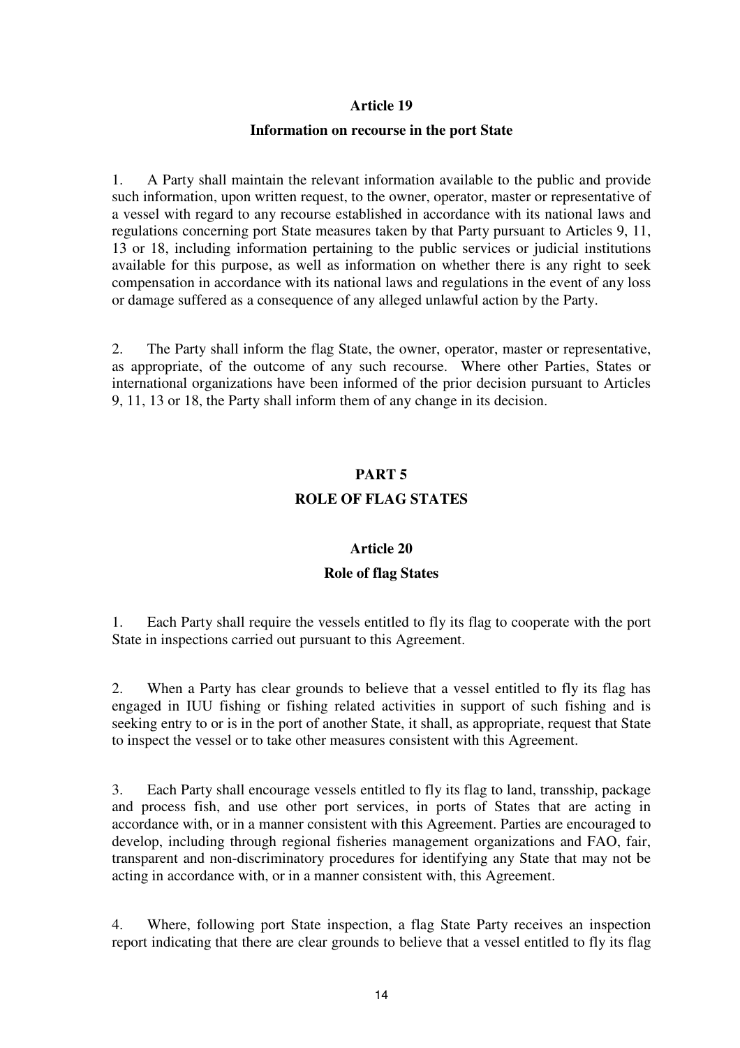### Article 19

### Information on recourse in the port State

1. A Party shall maintain the relevant information available to the public and provide such information, upon written request, to the owner, operator, master or representative of a vessel with regard to any recourse established in accordance with its national laws and regulations concerning port State measures taken by that Party pursuant to Articles 9, 11, 13 or 18, including information pertaining to the public services or judicial institutions available for this purpose, as well as information on whether there is any right to seek compensation in accordance with its national laws and regulations in the event of any loss or damage suffered as a consequence of any alleged unlawful action by the Party.

2. The Party shall inform the flag State, the owner, operator, master or representative, as appropriate, of the outcome of any such recourse. Where other Parties, States or international organizations have been informed of the prior decision pursuant to Articles 9, 11, 13 or 18, the Party shall inform them of any change in its decision.

## PART 5

## ROLE OF FLAG STATES

### Article 20

### Role of flag States

1. Each Party shall require the vessels entitled to fly its flag to cooperate with the port State in inspections carried out pursuant to this Agreement.

2. When a Party has clear grounds to believe that a vessel entitled to fly its flag has engaged in IUU fishing or fishing related activities in support of such fishing and is seeking entry to or is in the port of another State, it shall, as appropriate, request that State to inspect the vessel or to take other measures consistent with this Agreement.

3. Each Party shall encourage vessels entitled to fly its flag to land, transship, package and process fish, and use other port services, in ports of States that are acting in accordance with, or in a manner consistent with this Agreement. Parties are encouraged to develop, including through regional fisheries management organizations and FAO, fair, transparent and non-discriminatory procedures for identifying any State that may not be acting in accordance with, or in a manner consistent with, this Agreement.

4. Where, following port State inspection, a flag State Party receives an inspection report indicating that there are clear grounds to believe that a vessel entitled to fly its flag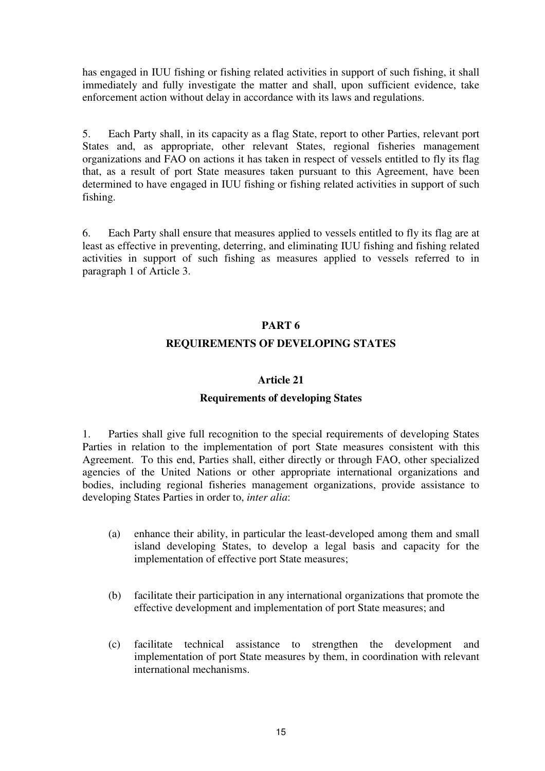has engaged in IUU fishing or fishing related activities in support of such fishing, it shall immediately and fully investigate the matter and shall, upon sufficient evidence, take enforcement action without delay in accordance with its laws and regulations.

5. Each Party shall, in its capacity as a flag State, report to other Parties, relevant port States and, as appropriate, other relevant States, regional fisheries management organizations and FAO on actions it has taken in respect of vessels entitled to fly its flag that, as a result of port State measures taken pursuant to this Agreement, have been determined to have engaged in IUU fishing or fishing related activities in support of such fishing.

6. Each Party shall ensure that measures applied to vessels entitled to fly its flag are at least as effective in preventing, deterring, and eliminating IUU fishing and fishing related activities in support of such fishing as measures applied to vessels referred to in paragraph 1 of Article 3.

## PART 6

## REQUIREMENTS OF DEVELOPING STATES

### Article 21

### Requirements of developing States

1. Parties shall give full recognition to the special requirements of developing States Parties in relation to the implementation of port State measures consistent with this Agreement. To this end, Parties shall, either directly or through FAO, other specialized agencies of the United Nations or other appropriate international organizations and bodies, including regional fisheries management organizations, provide assistance to developing States Parties in order to, *inter alia*:

(a) enhance their ability, in particular the least-developed among them and small island developing States, to develop a legal basis and capacity for the implementation of effective port State measures;

(b) facilitate their participation in any international organizations that promote the effective development and implementation of port State measures; and

(c) facilitate technical assistance to strengthen the development and implementation of port State measures by them, in coordination with relevant international mechanisms.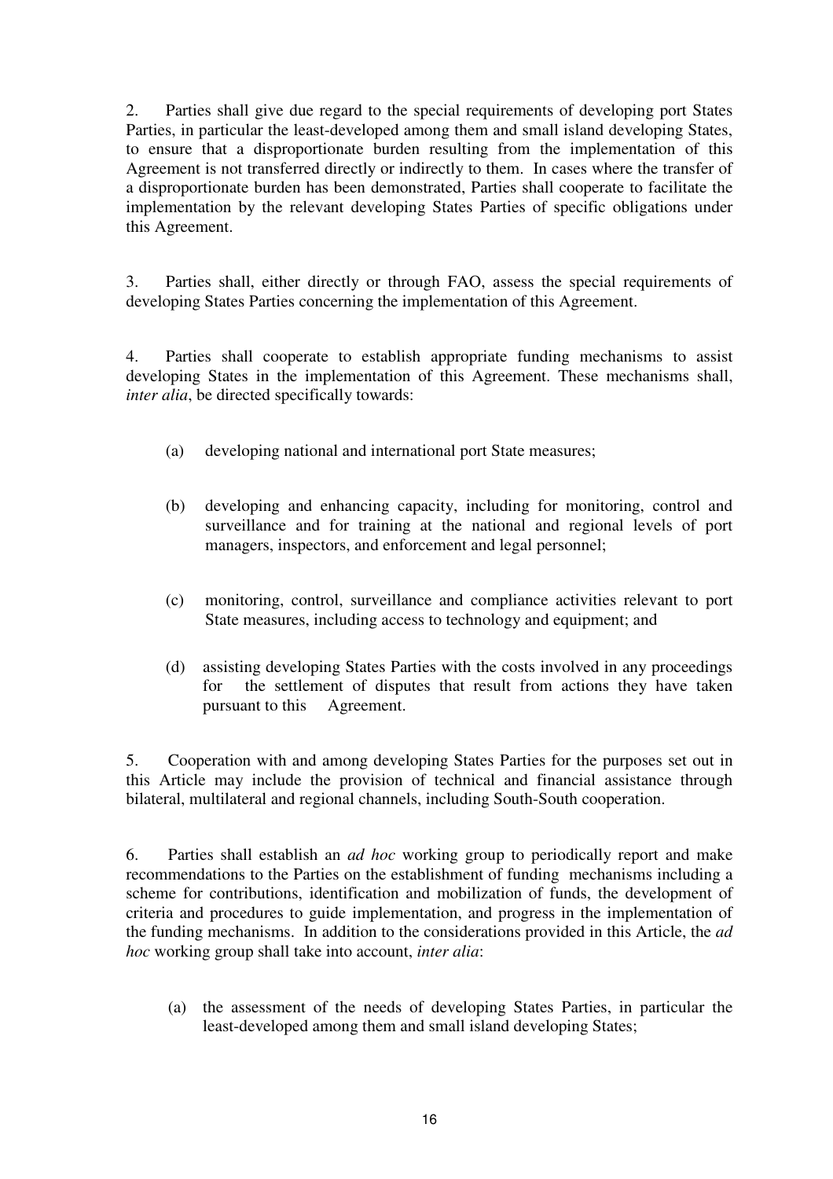2. Parties shall give due regard to the special requirements of developing port States Parties, in particular the least-developed among them and small island developing States, to ensure that a disproportionate burden resulting from the implementation of this Agreement is not transferred directly or indirectly to them. In cases where the transfer of a disproportionate burden has been demonstrated, Parties shall cooperate to facilitate the implementation by the relevant developing States Parties of specific obligations under this Agreement.

3. Parties shall, either directly or through FAO, assess the special requirements of developing States Parties concerning the implementation of this Agreement.

4. Parties shall cooperate to establish appropriate funding mechanisms to assist developing States in the implementation of this Agreement. These mechanisms shall, *inter alia*, be directed specifically towards:

(a) developing national and international port State measures;

(b) developing and enhancing capacity, including for monitoring, control and surveillance and for training at the national and regional levels of port managers, inspectors, and enforcement and legal personnel;

(c) monitoring, control, surveillance and compliance activities relevant to port State measures, including access to technology and equipment; and

(d) assisting developing States Parties with the costs involved in any proceedings for the settlement of disputes that result from actions they have taken pursuant to this Agreement.

5. Cooperation with and among developing States Parties for the purposes set out in this Article may include the provision of technical and financial assistance through bilateral, multilateral and regional channels, including South-South cooperation.

6. Parties shall establish an *ad hoc* working group to periodically report and make recommendations to the Parties on the establishment of funding mechanisms including a scheme for contributions, identification and mobilization of funds, the development of criteria and procedures to guide implementation, and progress in the implementation of the funding mechanisms. In addition to the considerations provided in this Article, the *ad hoc* working group shall take into account, *inter alia*:

(a) the assessment of the needs of developing States Parties, in particular the least-developed among them and small island developing States;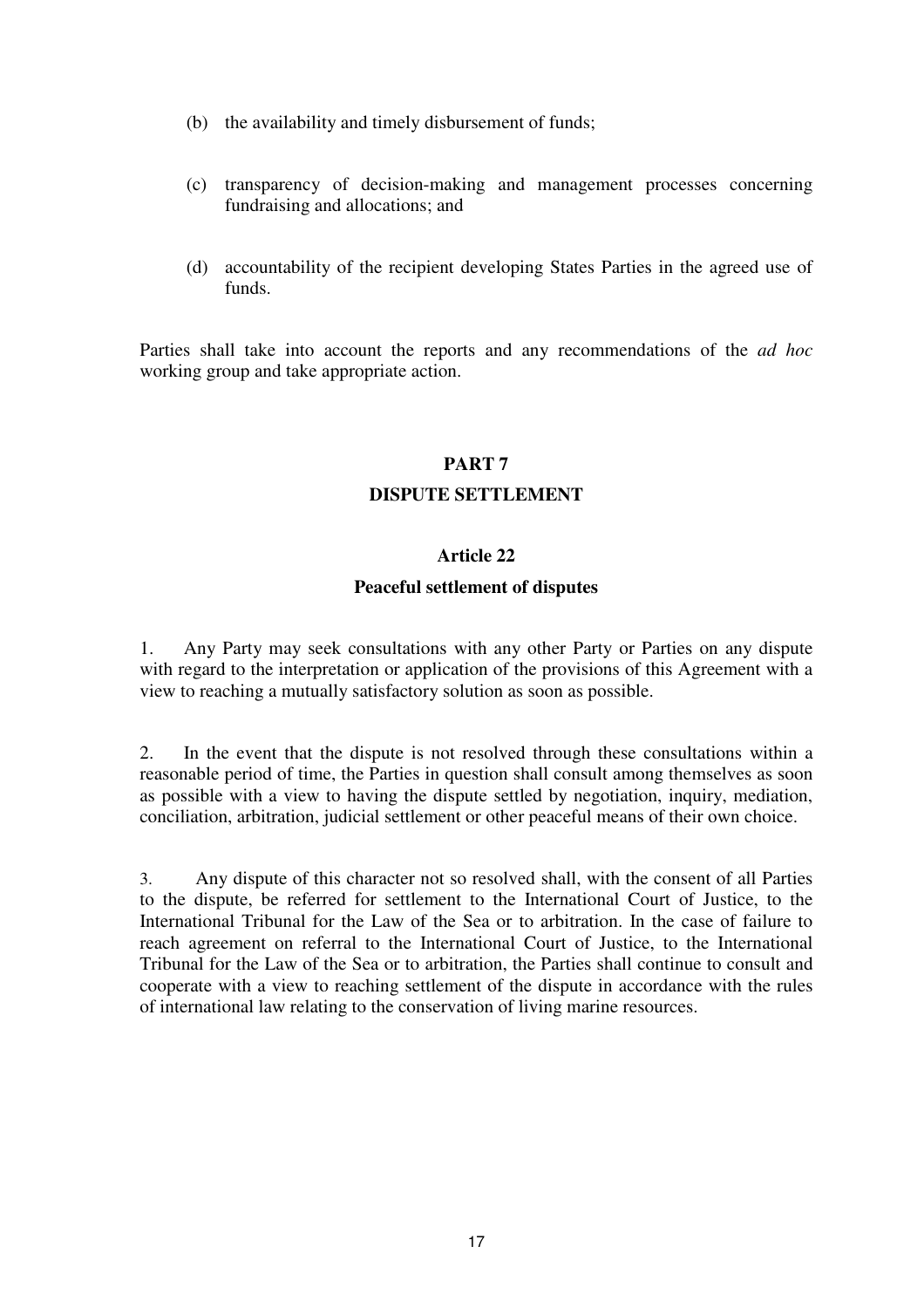(b) the availability and timely disbursement of funds;

(c) transparency of decision-making and management processes concerning fundraising and allocations; and

(d) accountability of the recipient developing States Parties in the agreed use of funds.

Parties shall take into account the reports and any recommendations of the *ad hoc* working group and take appropriate action.

## PART 7

## DISPUTE SETTLEMENT

### Article 22

### Peaceful settlement of disputes

1. Any Party may seek consultations with any other Party or Parties on any dispute with regard to the interpretation or application of the provisions of this Agreement with a view to reaching a mutually satisfactory solution as soon as possible.

2. In the event that the dispute is not resolved through these consultations within a reasonable period of time, the Parties in question shall consult among themselves as soon as possible with a view to having the dispute settled by negotiation, inquiry, mediation, conciliation, arbitration, judicial settlement or other peaceful means of their own choice.

3. Any dispute of this character not so resolved shall, with the consent of all Parties to the dispute, be referred for settlement to the International Court of Justice, to the International Tribunal for the Law of the Sea or to arbitration. In the case of failure to reach agreement on referral to the International Court of Justice, to the International Tribunal for the Law of the Sea or to arbitration, the Parties shall continue to consult and cooperate with a view to reaching settlement of the dispute in accordance with the rules of international law relating to the conservation of living marine resources.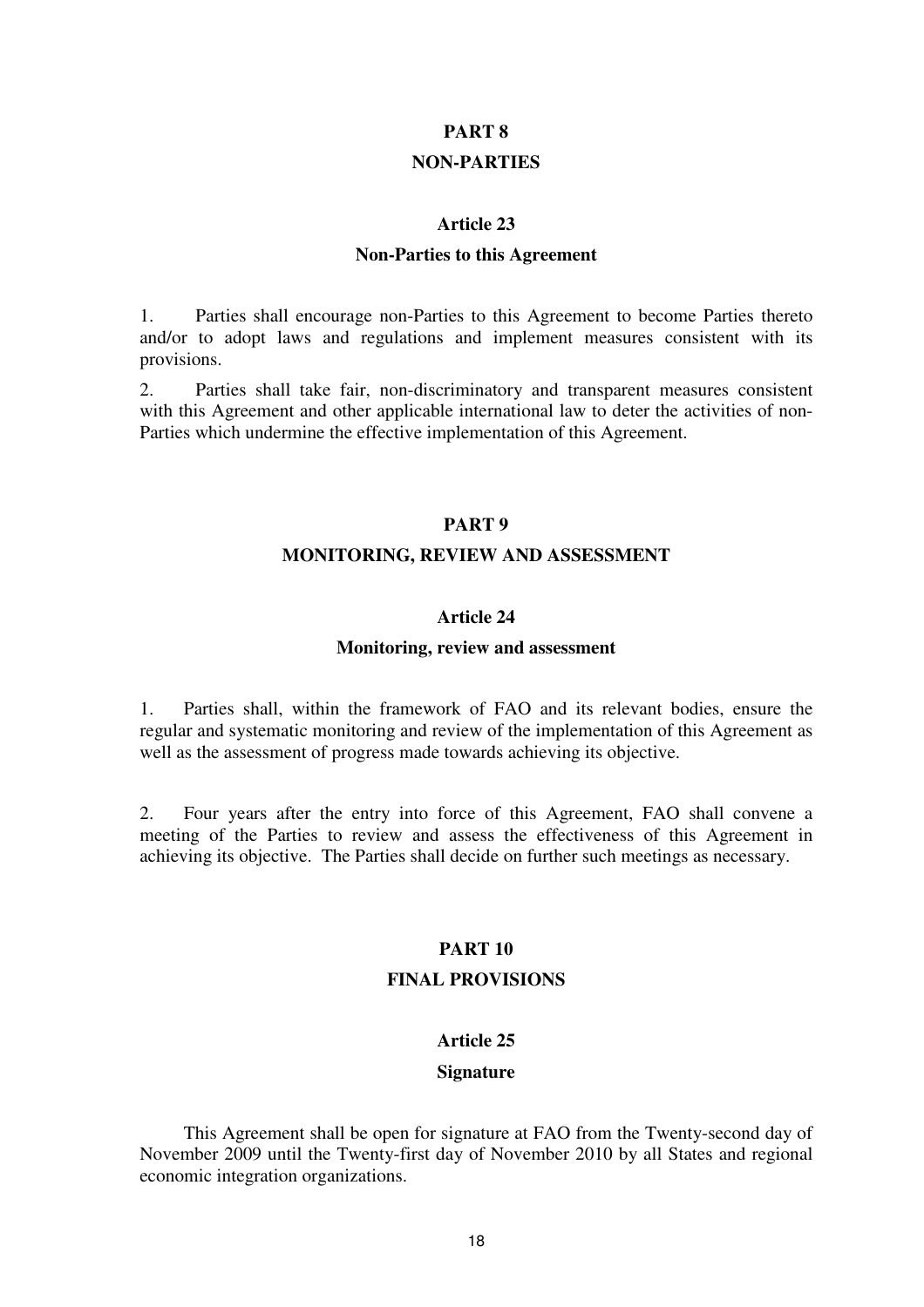## PART 8

## NON-PARTIES

### Article 23

### Non-Parties to this Agreement

1. Parties shall encourage non-Parties to this Agreement to become Parties thereto and/or to adopt laws and regulations and implement measures consistent with its provisions.

2. Parties shall take fair, non-discriminatory and transparent measures consistent with this Agreement and other applicable international law to deter the activities of non-Parties which undermine the effective implementation of this Agreement.

## PART 9

## MONITORING, REVIEW AND ASSESSMENT

### Article 24

### Monitoring, review and assessment

1. Parties shall, within the framework of FAO and its relevant bodies, ensure the regular and systematic monitoring and review of the implementation of this Agreement as well as the assessment of progress made towards achieving its objective.

2. Four years after the entry into force of this Agreement, FAO shall convene a meeting of the Parties to review and assess the effectiveness of this Agreement in achieving its objective. The Parties shall decide on further such meetings as necessary.

## PART 10

## FINAL PROVISIONS

### Article 25

### Signature

This Agreement shall be open for signature at FAO from the Twenty-second day of November 2009 until the Twenty-first day of November 2010 by all States and regional economic integration organizations.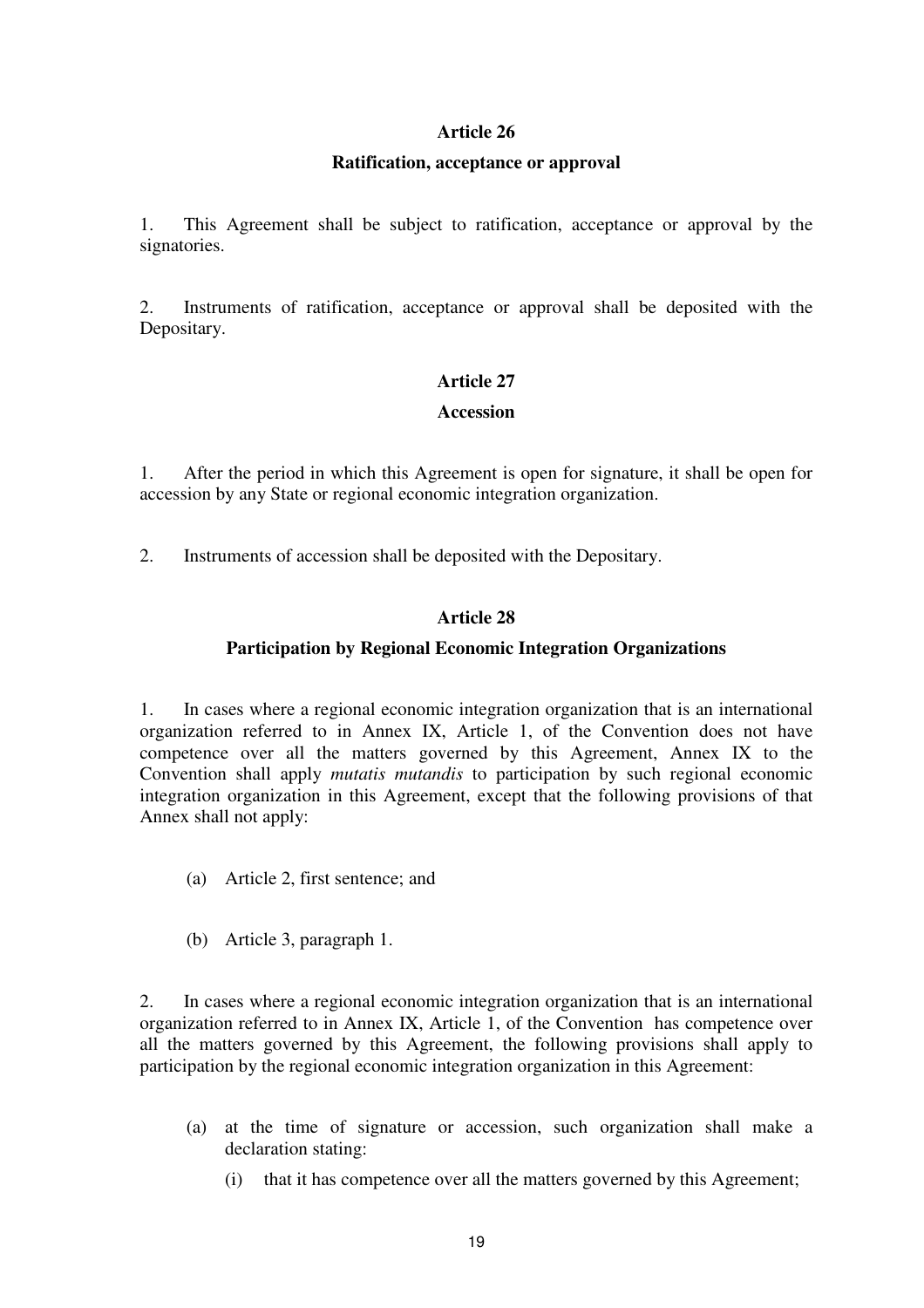## Article 26

### Ratification, acceptance or approval

1. This Agreement shall be subject to ratification, acceptance or approval by the signatories.

2. Instruments of ratification, acceptance or approval shall be deposited with the Depositary.

## Article 27

### Accession

1. After the period in which this Agreement is open for signature, it shall be open for accession by any State or regional economic integration organization.

2. Instruments of accession shall be deposited with the Depositary.

## Article 28

### Participation by Regional Economic Integration Organizations

1. In cases where a regional economic integration organization that is an international organization referred to in Annex IX, Article 1, of the Convention does not have competence over all the matters governed by this Agreement, Annex IX to the Convention shall apply *mutatis mutandis* to participation by such regional economic integration organization in this Agreement, except that the following provisions of that Annex shall not apply:

   (a) Article 2, first sentence; and

   (b) Article 3, paragraph 1.

2. In cases where a regional economic integration organization that is an international organization referred to in Annex IX, Article 1, of the Convention has competence over all the matters governed by this Agreement, the following provisions shall apply to participation by the regional economic integration organization in this Agreement:

   (a) at the time of signature or accession, such organization shall make a declaration stating:

      (i) that it has competence over all the matters governed by this Agreement;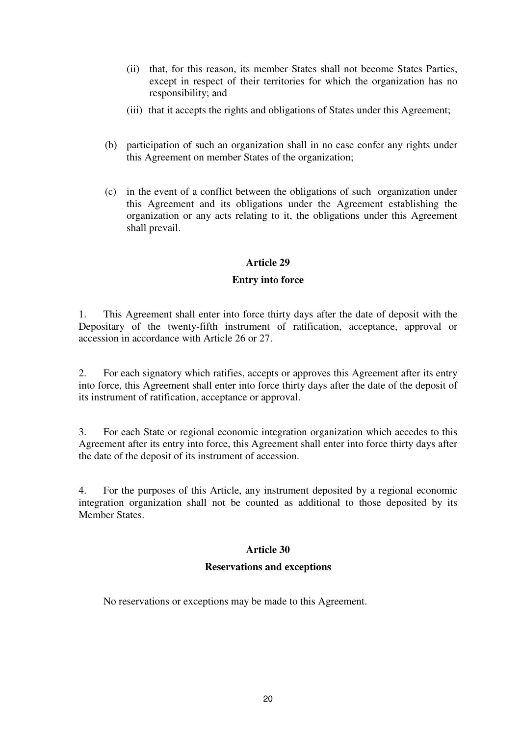(ii) that, for this reason, its member States shall not become States Parties, except in respect of their territories for which the organization has no responsibility; and

(iii) that it accepts the rights and obligations of States under this Agreement;

(b) participation of such an organization shall in no case confer any rights under this Agreement on member States of the organization;

(c) in the event of a conflict between the obligations of such organization under this Agreement and its obligations under the Agreement establishing the organization or any acts relating to it, the obligations under this Agreement shall prevail.

## Article 29

## Entry into force

1. This Agreement shall enter into force thirty days after the date of deposit with the Depositary of the twenty-fifth instrument of ratification, acceptance, approval or accession in accordance with Article 26 or 27.

2. For each signatory which ratifies, accepts or approves this Agreement after its entry into force, this Agreement shall enter into force thirty days after the date of the deposit of its instrument of ratification, acceptance or approval.

3. For each State or regional economic integration organization which accedes to this Agreement after its entry into force, this Agreement shall enter into force thirty days after the date of the deposit of its instrument of accession.

4. For the purposes of this Article, any instrument deposited by a regional economic integration organization shall not be counted as additional to those deposited by its Member States.

## Article 30

## Reservations and exceptions

No reservations or exceptions may be made to this Agreement.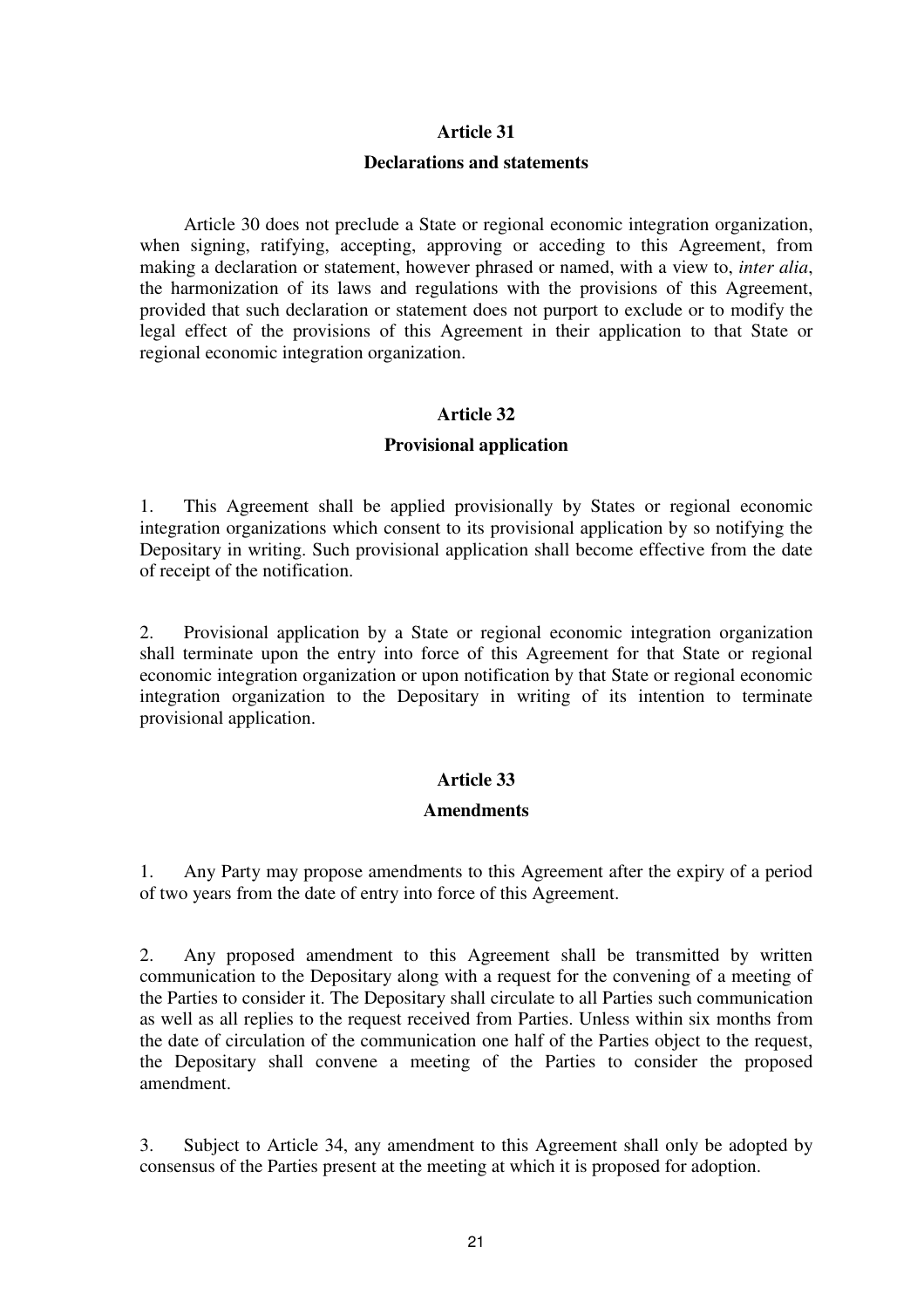## Article 31

### Declarations and statements

Article 30 does not preclude a State or regional economic integration organization, when signing, ratifying, accepting, approving or acceding to this Agreement, from making a declaration or statement, however phrased or named, with a view to, *inter alia*, the harmonization of its laws and regulations with the provisions of this Agreement, provided that such declaration or statement does not purport to exclude or to modify the legal effect of the provisions of this Agreement in their application to that State or regional economic integration organization.

## Article 32

### Provisional application

1. This Agreement shall be applied provisionally by States or regional economic integration organizations which consent to its provisional application by so notifying the Depositary in writing. Such provisional application shall become effective from the date of receipt of the notification.

2. Provisional application by a State or regional economic integration organization shall terminate upon the entry into force of this Agreement for that State or regional economic integration organization or upon notification by that State or regional economic integration organization to the Depositary in writing of its intention to terminate provisional application.

## Article 33

### Amendments

1. Any Party may propose amendments to this Agreement after the expiry of a period of two years from the date of entry into force of this Agreement.

2. Any proposed amendment to this Agreement shall be transmitted by written communication to the Depositary along with a request for the convening of a meeting of the Parties to consider it. The Depositary shall circulate to all Parties such communication as well as all replies to the request received from Parties. Unless within six months from the date of circulation of the communication one half of the Parties object to the request, the Depositary shall convene a meeting of the Parties to consider the proposed amendment.

3. Subject to Article 34, any amendment to this Agreement shall only be adopted by consensus of the Parties present at the meeting at which it is proposed for adoption.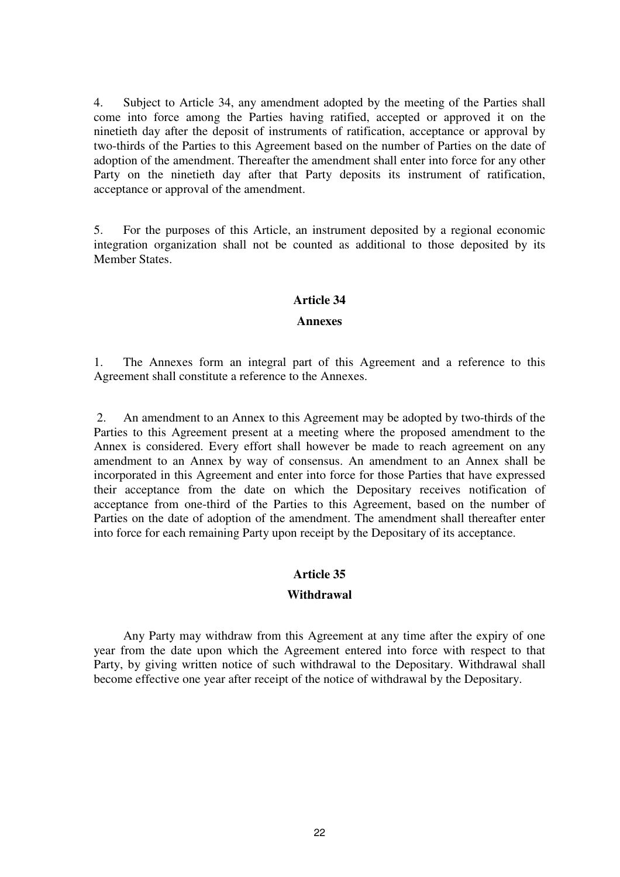4. Subject to Article 34, any amendment adopted by the meeting of the Parties shall come into force among the Parties having ratified, accepted or approved it on the ninetieth day after the deposit of instruments of ratification, acceptance or approval by two-thirds of the Parties to this Agreement based on the number of Parties on the date of adoption of the amendment. Thereafter the amendment shall enter into force for any other Party on the ninetieth day after that Party deposits its instrument of ratification, acceptance or approval of the amendment.

5. For the purposes of this Article, an instrument deposited by a regional economic integration organization shall not be counted as additional to those deposited by its Member States.

## Article 34

### Annexes

1. The Annexes form an integral part of this Agreement and a reference to this Agreement shall constitute a reference to the Annexes.

2. An amendment to an Annex to this Agreement may be adopted by two-thirds of the Parties to this Agreement present at a meeting where the proposed amendment to the Annex is considered. Every effort shall however be made to reach agreement on any amendment to an Annex by way of consensus. An amendment to an Annex shall be incorporated in this Agreement and enter into force for those Parties that have expressed their acceptance from the date on which the Depositary receives notification of acceptance from one-third of the Parties to this Agreement, based on the number of Parties on the date of adoption of the amendment. The amendment shall thereafter enter into force for each remaining Party upon receipt by the Depositary of its acceptance.

## Article 35

### Withdrawal

Any Party may withdraw from this Agreement at any time after the expiry of one year from the date upon which the Agreement entered into force with respect to that Party, by giving written notice of such withdrawal to the Depositary. Withdrawal shall become effective one year after receipt of the notice of withdrawal by the Depositary.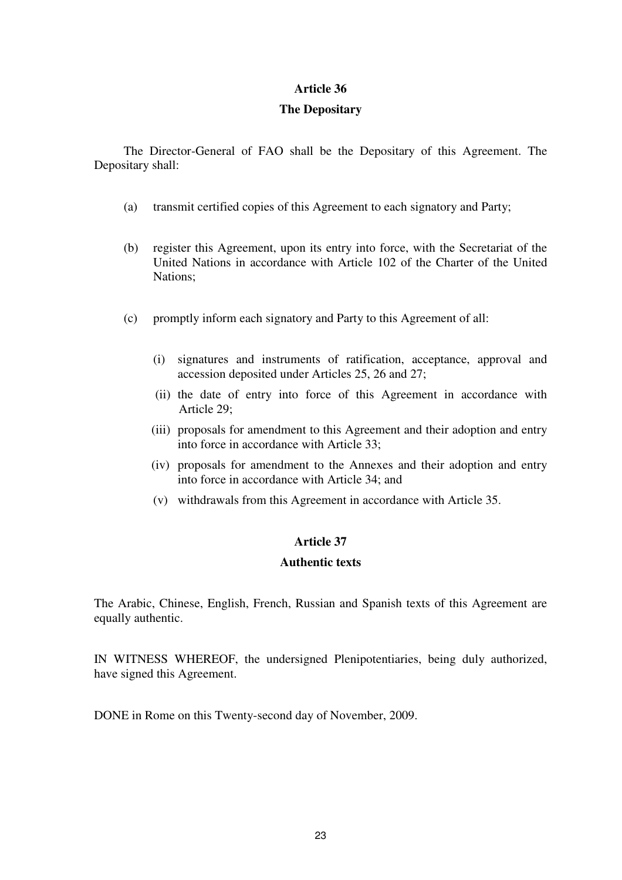## Article 36

### The Depositary

The Director-General of FAO shall be the Depositary of this Agreement. The Depositary shall:

(a) transmit certified copies of this Agreement to each signatory and Party;

(b) register this Agreement, upon its entry into force, with the Secretariat of the United Nations in accordance with Article 102 of the Charter of the United Nations;

(c) promptly inform each signatory and Party to this Agreement of all:

  (i) signatures and instruments of ratification, acceptance, approval and accession deposited under Articles 25, 26 and 27;

  (ii) the date of entry into force of this Agreement in accordance with Article 29;

  (iii) proposals for amendment to this Agreement and their adoption and entry into force in accordance with Article 33;

  (iv) proposals for amendment to the Annexes and their adoption and entry into force in accordance with Article 34; and

  (v) withdrawals from this Agreement in accordance with Article 35.

## Article 37

### Authentic texts

The Arabic, Chinese, English, French, Russian and Spanish texts of this Agreement are equally authentic.

IN WITNESS WHEREOF, the undersigned Plenipotentiaries, being duly authorized, have signed this Agreement.

DONE in Rome on this Twenty-second day of November, 2009.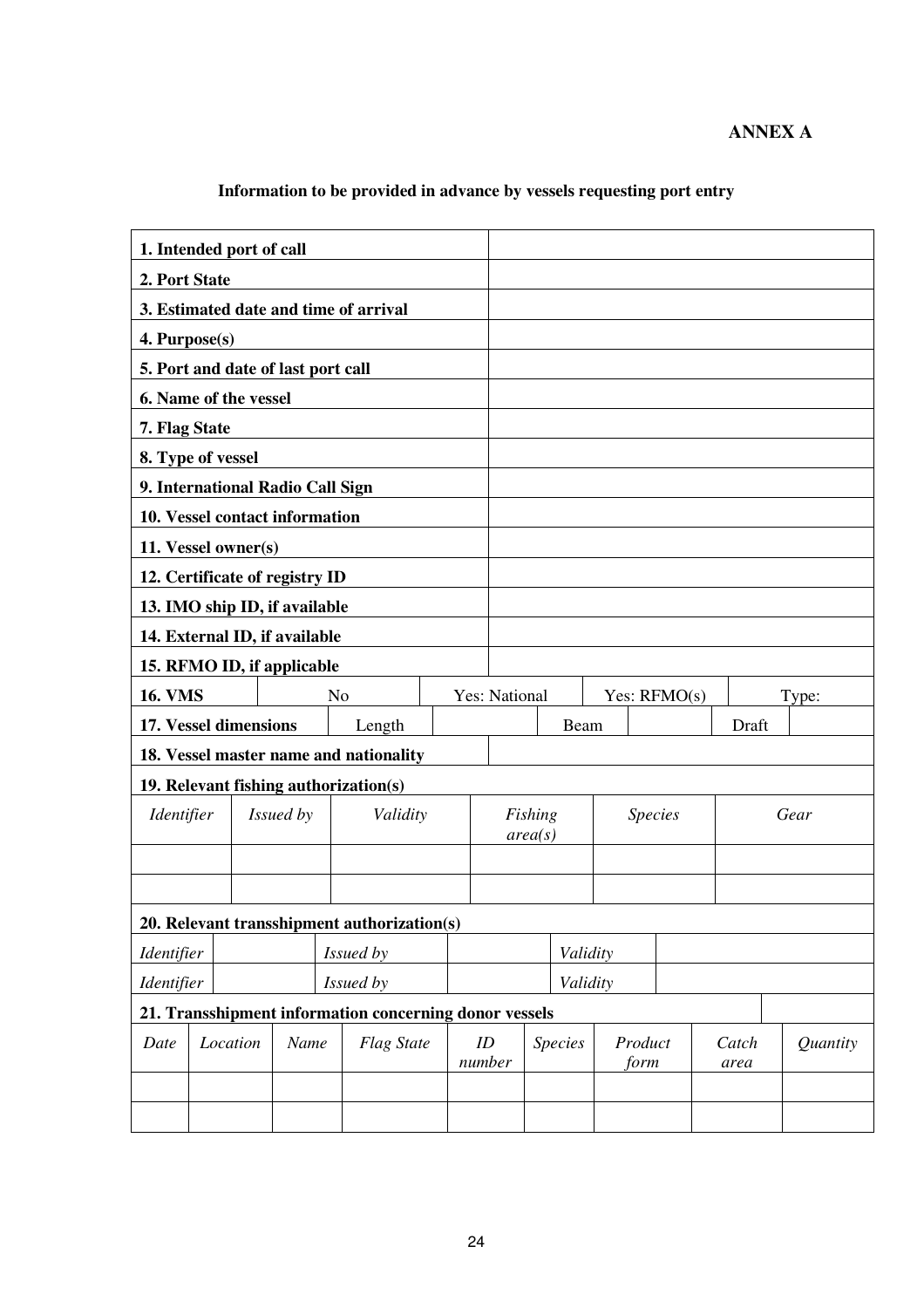**ANNEX A**

**Information to be provided in advance by vessels requesting port entry**

| | | | | | | | | |
|---|---|---|---|---|---|---|---|---|
| **1. Intended port of call** | | | | | | | | |
| **2. Port State** | | | | | | | | |
| **3. Estimated date and time of arrival** | | | | | | | | |
| **4. Purpose(s)** | | | | | | | | |
| **5. Port and date of last port call** | | | | | | | | |
| **6. Name of the vessel** | | | | | | | | |
| **7. Flag State** | | | | | | | | |
| **8. Type of vessel** | | | | | | | | |
| **9. International Radio Call Sign** | | | | | | | | |
| **10. Vessel contact information** | | | | | | | | |
| **11. Vessel owner(s)** | | | | | | | | |
| **12. Certificate of registry ID** | | | | | | | | |
| **13. IMO ship ID, if available** | | | | | | | | |
| **14. External ID, if available** | | | | | | | | |
| **15. RFMO ID, if applicable** | | | | | | | | |
| **16. VMS** | No | Yes: National | Yes: RFMO(s) | Type: | | | | |
| **17. Vessel dimensions** | Length | | Beam | | Draft | | | |
| **18. Vessel master name and nationality** | | | | | | | | |
| **19. Relevant fishing authorization(s)** | | | | | | | | |
| *Identifier* | *Issued by* | *Validity* | *Fishing area(s)* | *Species* | *Gear* | | | |
| | | | | | | | | |
| | | | | | | | | |
| **20. Relevant transshipment authorization(s)** | | | | | | | | |
| *Identifier* | | *Issued by* | | *Validity* | | | | |
| *Identifier* | | *Issued by* | | *Validity* | | | | |
| **21. Transshipment information concerning donor vessels** | | | | | | | | |
| *Date* | *Location* | *Name* | *Flag State* | *ID number* | *Species* | *Product form* | *Catch area* | *Quantity* |
| | | | | | | | | |
| | | | | | | | | |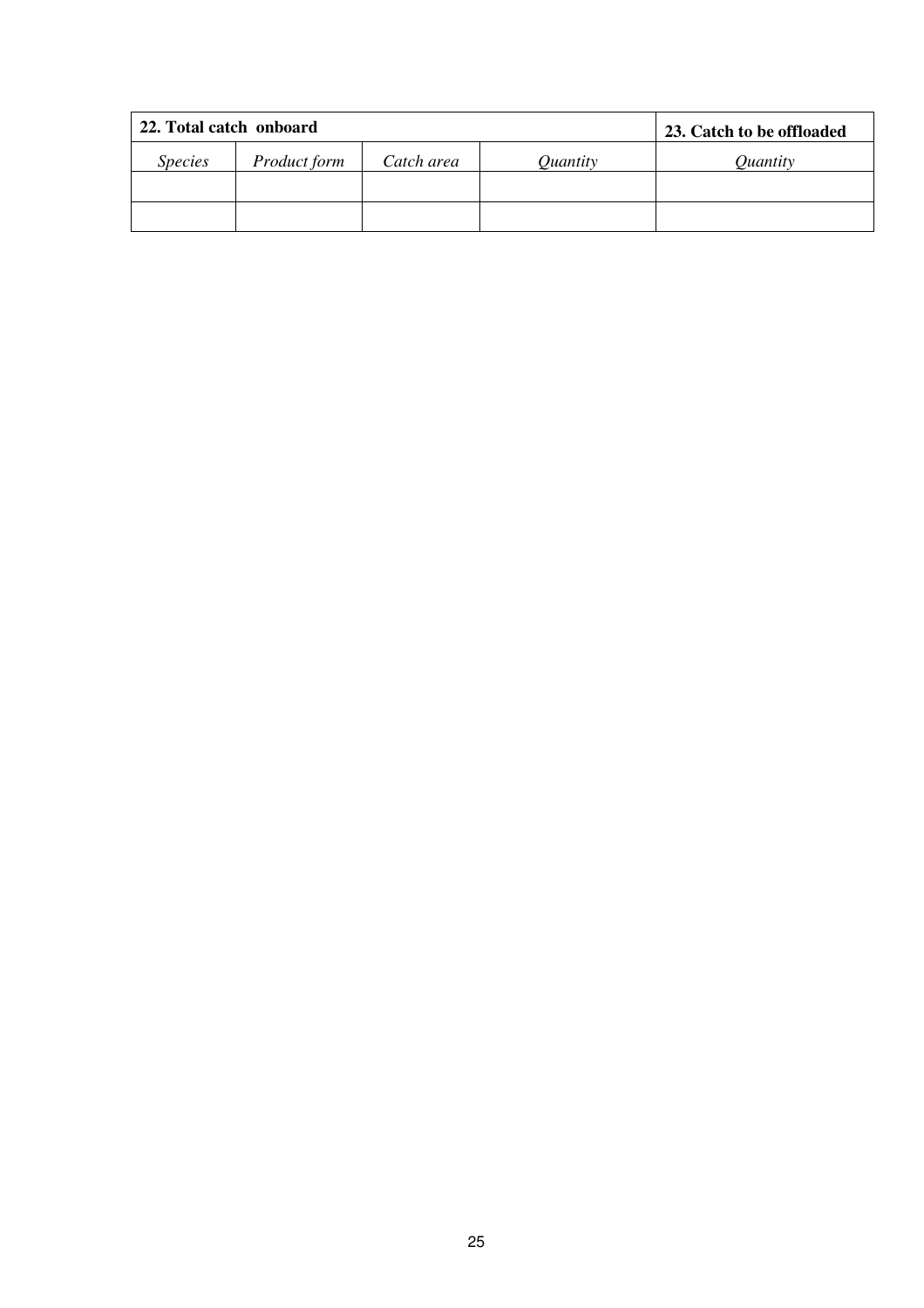| **22. Total catch onboard** | | | | **23. Catch to be offloaded** |
|---|---|---|---|---|
| *Species* | *Product form* | *Catch area* | *Quantity* | *Quantity* |
| | | | | |
| | | | | |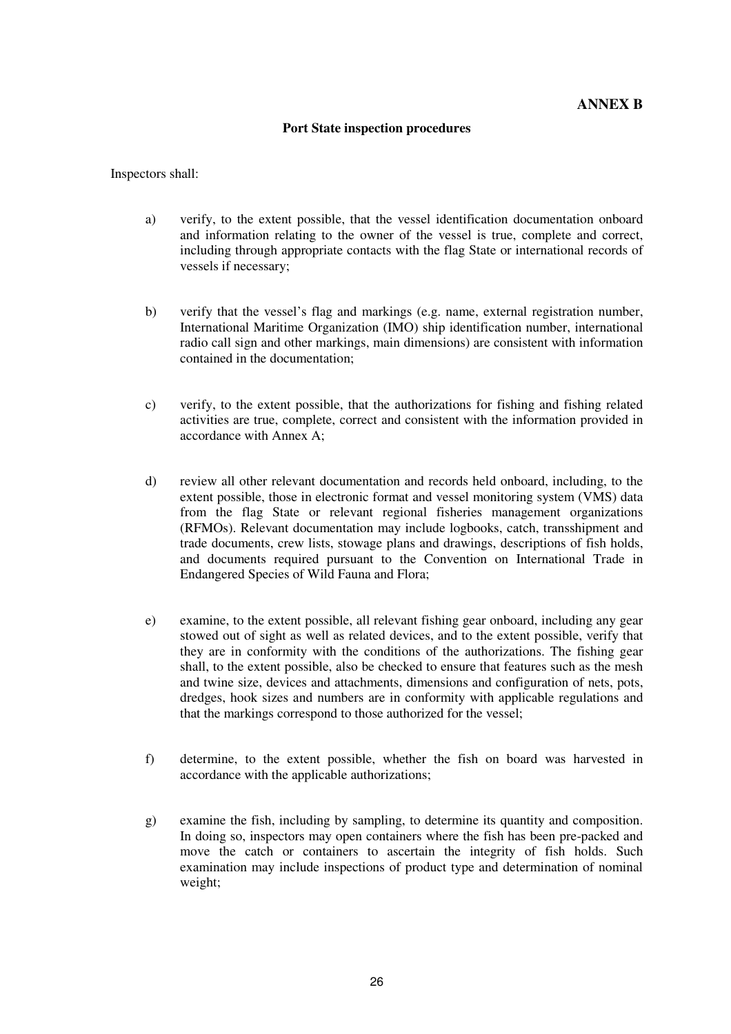## ANNEX B

### Port State inspection procedures

Inspectors shall:

a) verify, to the extent possible, that the vessel identification documentation onboard and information relating to the owner of the vessel is true, complete and correct, including through appropriate contacts with the flag State or international records of vessels if necessary;

b) verify that the vessel's flag and markings (e.g. name, external registration number, International Maritime Organization (IMO) ship identification number, international radio call sign and other markings, main dimensions) are consistent with information contained in the documentation;

c) verify, to the extent possible, that the authorizations for fishing and fishing related activities are true, complete, correct and consistent with the information provided in accordance with Annex A;

d) review all other relevant documentation and records held onboard, including, to the extent possible, those in electronic format and vessel monitoring system (VMS) data from the flag State or relevant regional fisheries management organizations (RFMOs). Relevant documentation may include logbooks, catch, transshipment and trade documents, crew lists, stowage plans and drawings, descriptions of fish holds, and documents required pursuant to the Convention on International Trade in Endangered Species of Wild Fauna and Flora;

e) examine, to the extent possible, all relevant fishing gear onboard, including any gear stowed out of sight as well as related devices, and to the extent possible, verify that they are in conformity with the conditions of the authorizations. The fishing gear shall, to the extent possible, also be checked to ensure that features such as the mesh and twine size, devices and attachments, dimensions and configuration of nets, pots, dredges, hook sizes and numbers are in conformity with applicable regulations and that the markings correspond to those authorized for the vessel;

f) determine, to the extent possible, whether the fish on board was harvested in accordance with the applicable authorizations;

g) examine the fish, including by sampling, to determine its quantity and composition. In doing so, inspectors may open containers where the fish has been pre-packed and move the catch or containers to ascertain the integrity of fish holds. Such examination may include inspections of product type and determination of nominal weight;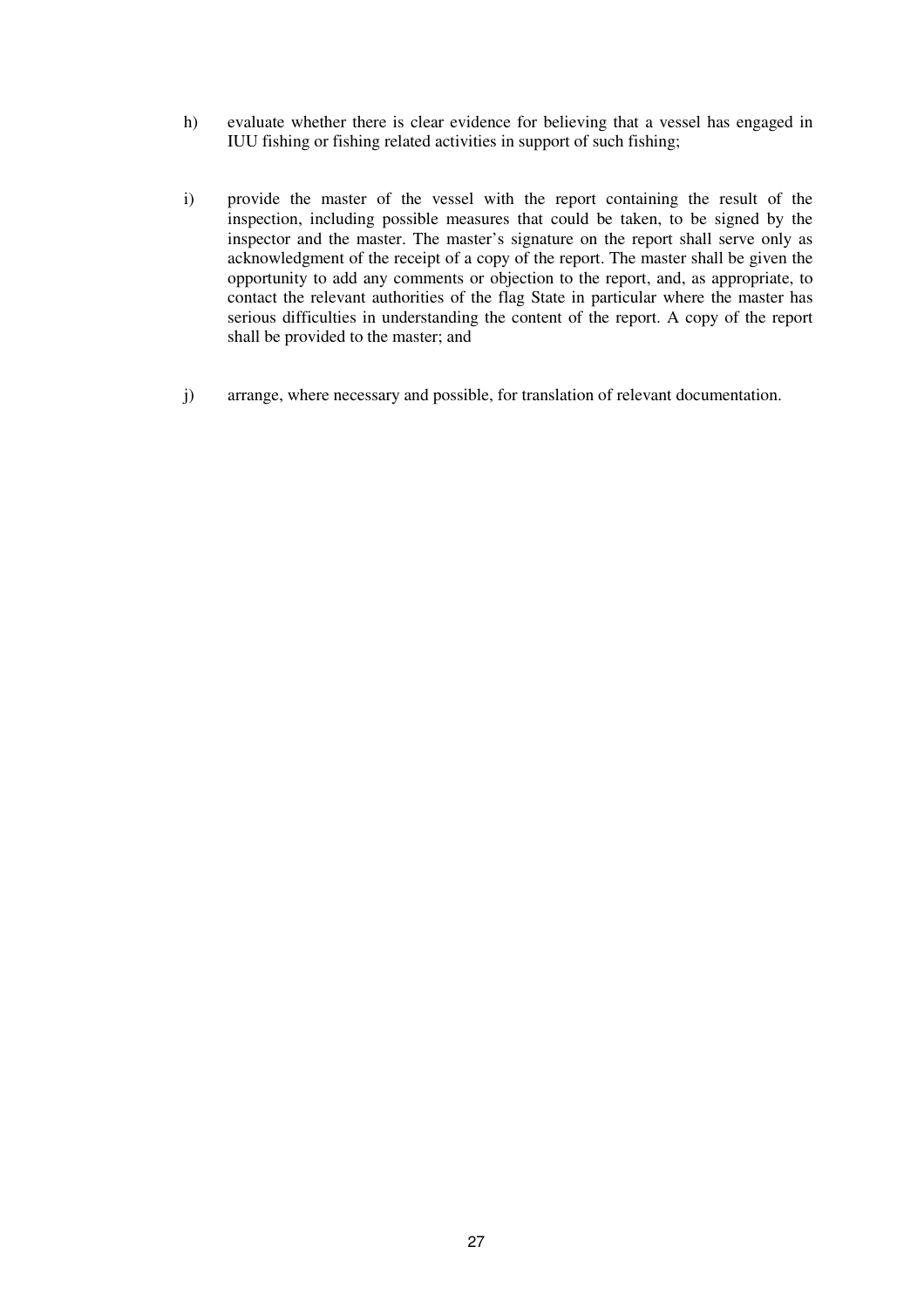h) evaluate whether there is clear evidence for believing that a vessel has engaged in IUU fishing or fishing related activities in support of such fishing;

i) provide the master of the vessel with the report containing the result of the inspection, including possible measures that could be taken, to be signed by the inspector and the master. The master's signature on the report shall serve only as acknowledgment of the receipt of a copy of the report. The master shall be given the opportunity to add any comments or objection to the report, and, as appropriate, to contact the relevant authorities of the flag State in particular where the master has serious difficulties in understanding the content of the report. A copy of the report shall be provided to the master; and

j) arrange, where necessary and possible, for translation of relevant documentation.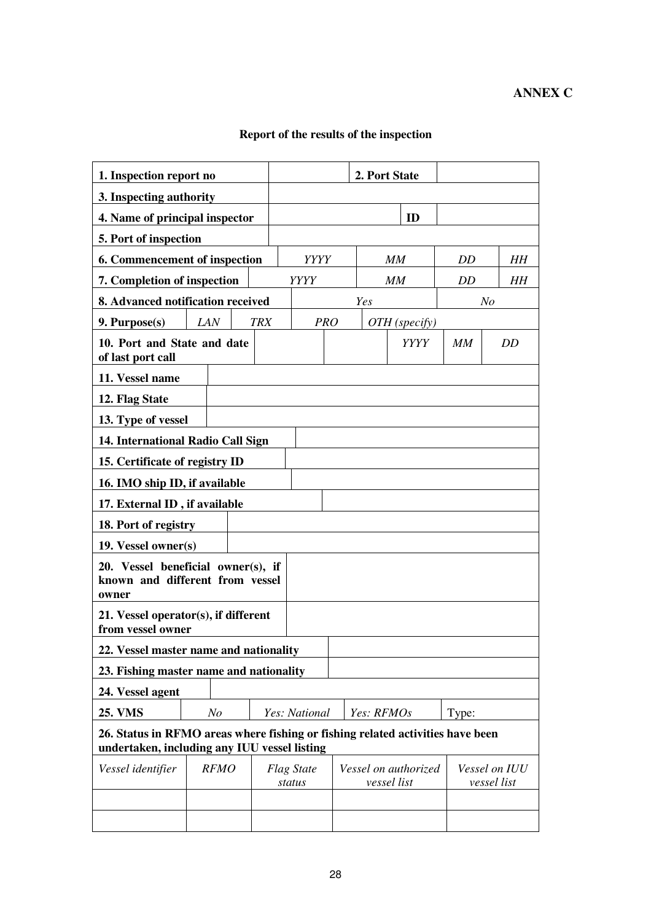**ANNEX C**

## Report of the results of the inspection

| | | | | | |
|---|---|---|---|---|---|
| **1. Inspection report no** | | | **2. Port State** | | |
| **3. Inspecting authority** | | | | | |
| **4. Name of principal inspector** | | | **ID** | | |
| **5. Port of inspection** | | | | | |
| **6. Commencement of inspection** | *YYYY* | | *MM* | *DD* | *HH* |
| **7. Completion of inspection** | *YYYY* | | *MM* | *DD* | *HH* |
| **8. Advanced notification received** | | *Yes* | | *No* | |
| **9. Purpose(s)** | *LAN* | *TRX* | *PRO* | *OTH (specify)* | |
| **10. Port and State and date of last port call** | | | *YYYY* | *MM* | *DD* |
| **11. Vessel name** | | | | | |
| **12. Flag State** | | | | | |
| **13. Type of vessel** | | | | | |
| **14. International Radio Call Sign** | | | | | |
| **15. Certificate of registry ID** | | | | | |
| **16. IMO ship ID, if available** | | | | | |
| **17. External ID , if available** | | | | | |
| **18. Port of registry** | | | | | |
| **19. Vessel owner(s)** | | | | | |
| **20. Vessel beneficial owner(s), if known and different from vessel owner** | | | | | |
| **21. Vessel operator(s), if different from vessel owner** | | | | | |
| **22. Vessel master name and nationality** | | | | | |
| **23. Fishing master name and nationality** | | | | | |
| **24. Vessel agent** | | | | | |
| **25. VMS** | *No* | *Yes: National* | *Yes: RFMOs* | Type: | |
| **26. Status in RFMO areas where fishing or fishing related activities have been undertaken, including any IUU vessel listing** | | | | | |
| *Vessel identifier* | *RFMO* | *Flag State status* | *Vessel on authorized vessel list* | *Vessel on IUU vessel list* | |
| | | | | | |
| | | | | | |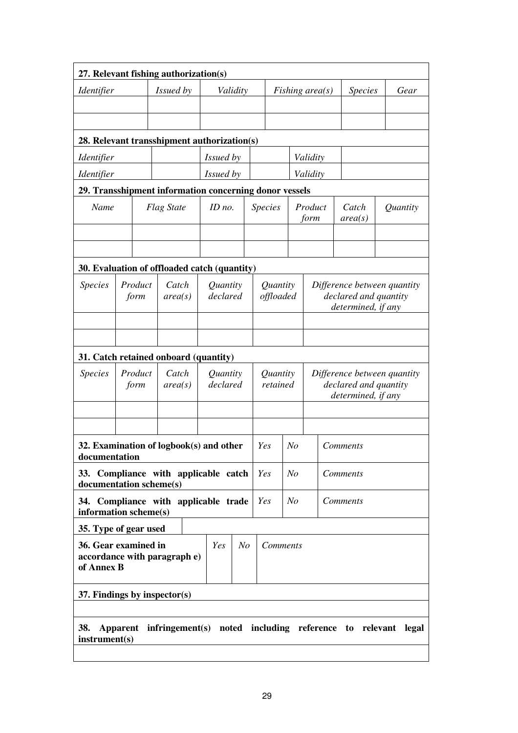| **27. Relevant fishing authorization(s)** | | | | | |
|---|---|---|---|---|---|
| *Identifier* | *Issued by* | *Validity* | *Fishing area(s)* | *Species* | *Gear* |
| | | | | | |
| | | | | | |

| **28. Relevant transshipment authorization(s)** | | | | | |
|---|---|---|---|---|---|
| *Identifier* | | *Issued by* | | *Validity* | |
| *Identifier* | | *Issued by* | | *Validity* | |

| **29. Transshipment information concerning donor vessels** | | | | | | |
|---|---|---|---|---|---|---|
| *Name* | *Flag State* | *ID no.* | *Species* | *Product form* | *Catch area(s)* | *Quantity* |
| | | | | | | |
| | | | | | | |

| **30. Evaluation of offloaded catch (quantity)** | | | | | |
|---|---|---|---|---|---|
| *Species* | *Product form* | *Catch area(s)* | *Quantity declared* | *Quantity offloaded* | *Difference between quantity declared and quantity determined, if any* |
| | | | | | |
| | | | | | |

| **31. Catch retained onboard (quantity)** | | | | | |
|---|---|---|---|---|---|
| *Species* | *Product form* | *Catch area(s)* | *Quantity declared* | *Quantity retained* | *Difference between quantity declared and quantity determined, if any* |
| | | | | | |
| | | | | | |

| | | | |
|---|---|---|---|
| **32. Examination of logbook(s) and other documentation** | *Yes* | *No* | *Comments* |
| **33. Compliance with applicable catch documentation scheme(s)** | *Yes* | *No* | *Comments* |
| **34. Compliance with applicable trade information scheme(s)** | *Yes* | *No* | *Comments* |

| **35. Type of gear used** | | | |
|---|---|---|---|
| **36. Gear examined in accordance with paragraph e) of Annex B** | *Yes* | *No* | *Comments* |

| **37. Findings by inspector(s)** |
|---|
| |

| **38. Apparent infringement(s) noted including reference to relevant legal instrument(s)** |
|---|
| |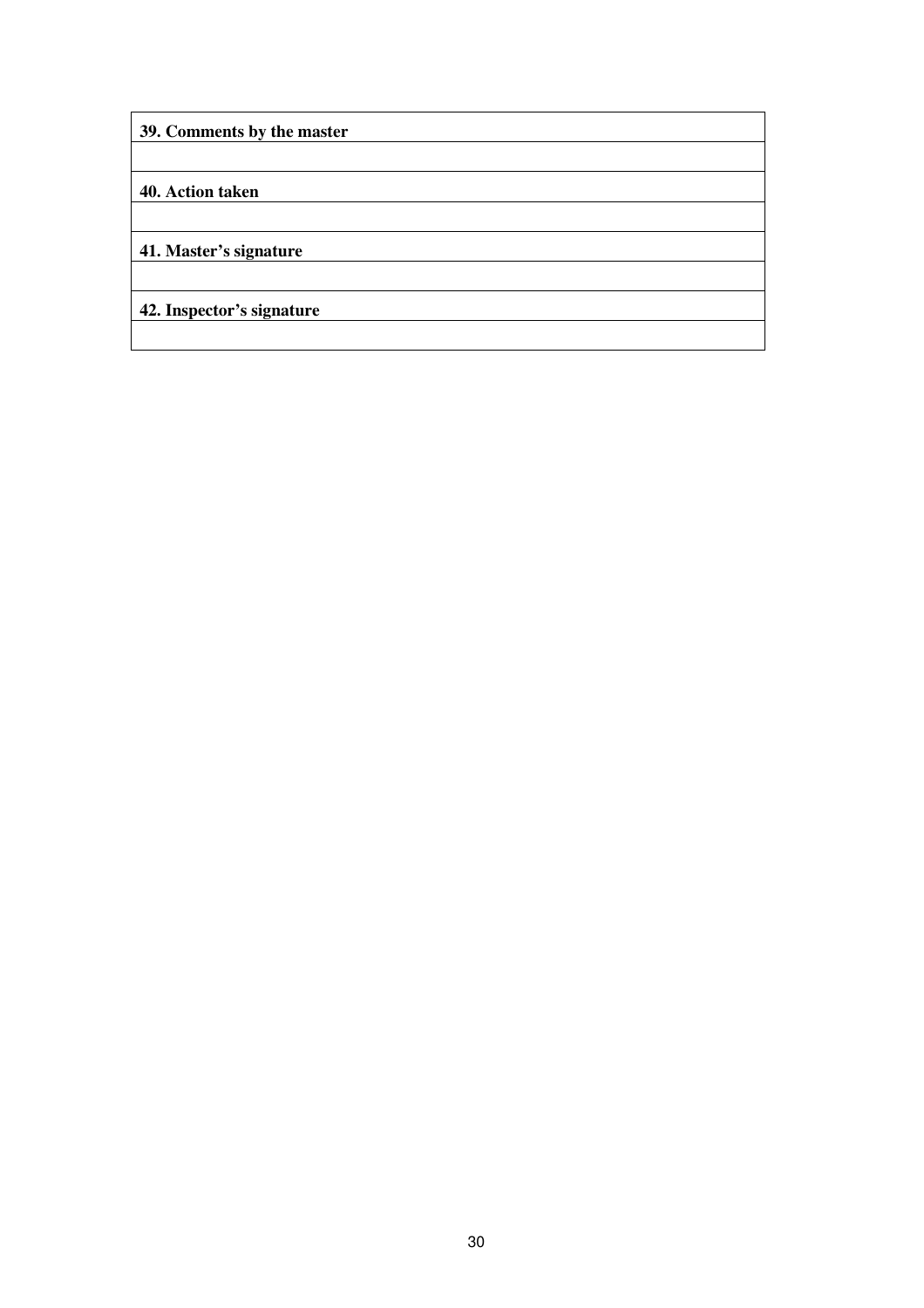| **39. Comments by the master** |
|---|
| |
| **40. Action taken** |
| |
| **41. Master's signature** |
| |
| **42. Inspector's signature** |
| |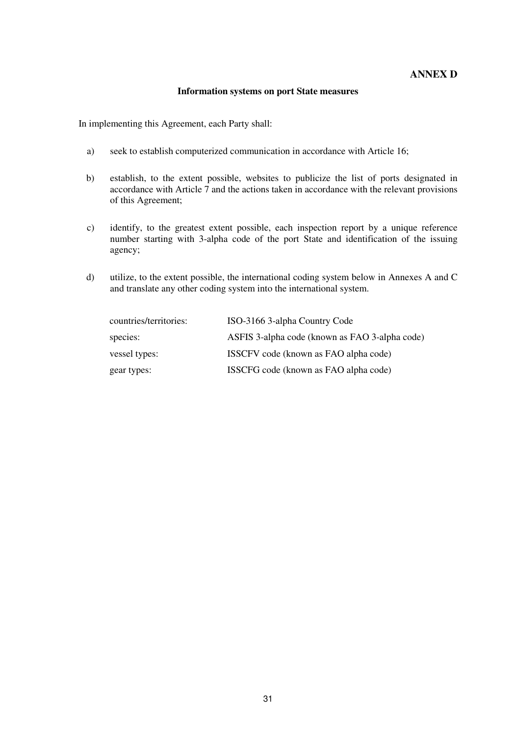## ANNEX D

### Information systems on port State measures

In implementing this Agreement, each Party shall:

a) seek to establish computerized communication in accordance with Article 16;

b) establish, to the extent possible, websites to publicize the list of ports designated in accordance with Article 7 and the actions taken in accordance with the relevant provisions of this Agreement;

c) identify, to the greatest extent possible, each inspection report by a unique reference number starting with 3-alpha code of the port State and identification of the issuing agency;

d) utilize, to the extent possible, the international coding system below in Annexes A and C and translate any other coding system into the international system.

| | |
|---|---|
| countries/territories: | ISO-3166 3-alpha Country Code |
| species: | ASFIS 3-alpha code (known as FAO 3-alpha code) |
| vessel types: | ISSCFV code (known as FAO alpha code) |
| gear types: | ISSCFG code (known as FAO alpha code) |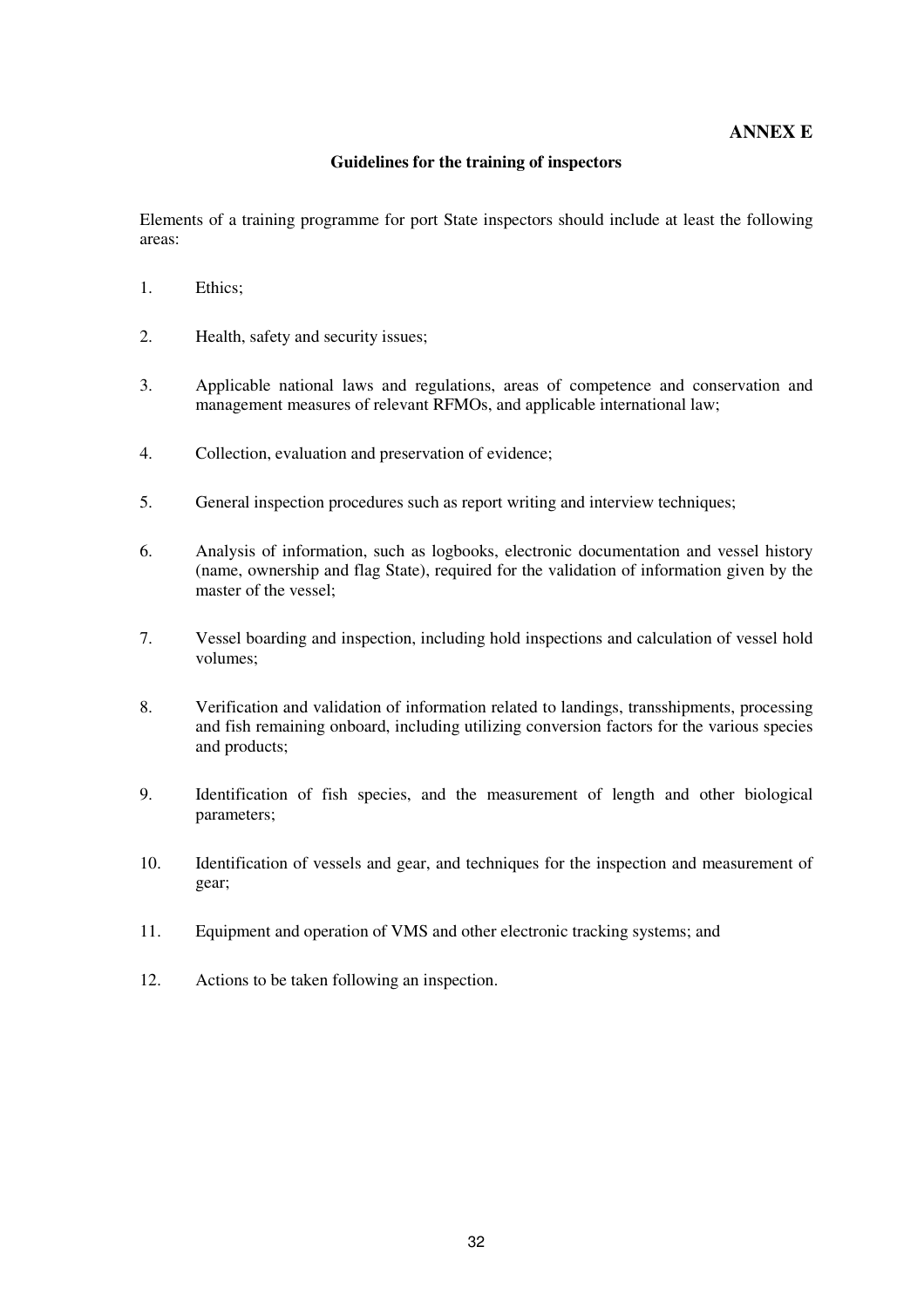**ANNEX E**

## Guidelines for the training of inspectors

Elements of a training programme for port State inspectors should include at least the following areas:

1. Ethics;

2. Health, safety and security issues;

3. Applicable national laws and regulations, areas of competence and conservation and management measures of relevant RFMOs, and applicable international law;

4. Collection, evaluation and preservation of evidence;

5. General inspection procedures such as report writing and interview techniques;

6. Analysis of information, such as logbooks, electronic documentation and vessel history (name, ownership and flag State), required for the validation of information given by the master of the vessel;

7. Vessel boarding and inspection, including hold inspections and calculation of vessel hold volumes;

8. Verification and validation of information related to landings, transshipments, processing and fish remaining onboard, including utilizing conversion factors for the various species and products;

9. Identification of fish species, and the measurement of length and other biological parameters;

10. Identification of vessels and gear, and techniques for the inspection and measurement of gear;

11. Equipment and operation of VMS and other electronic tracking systems; and

12. Actions to be taken following an inspection.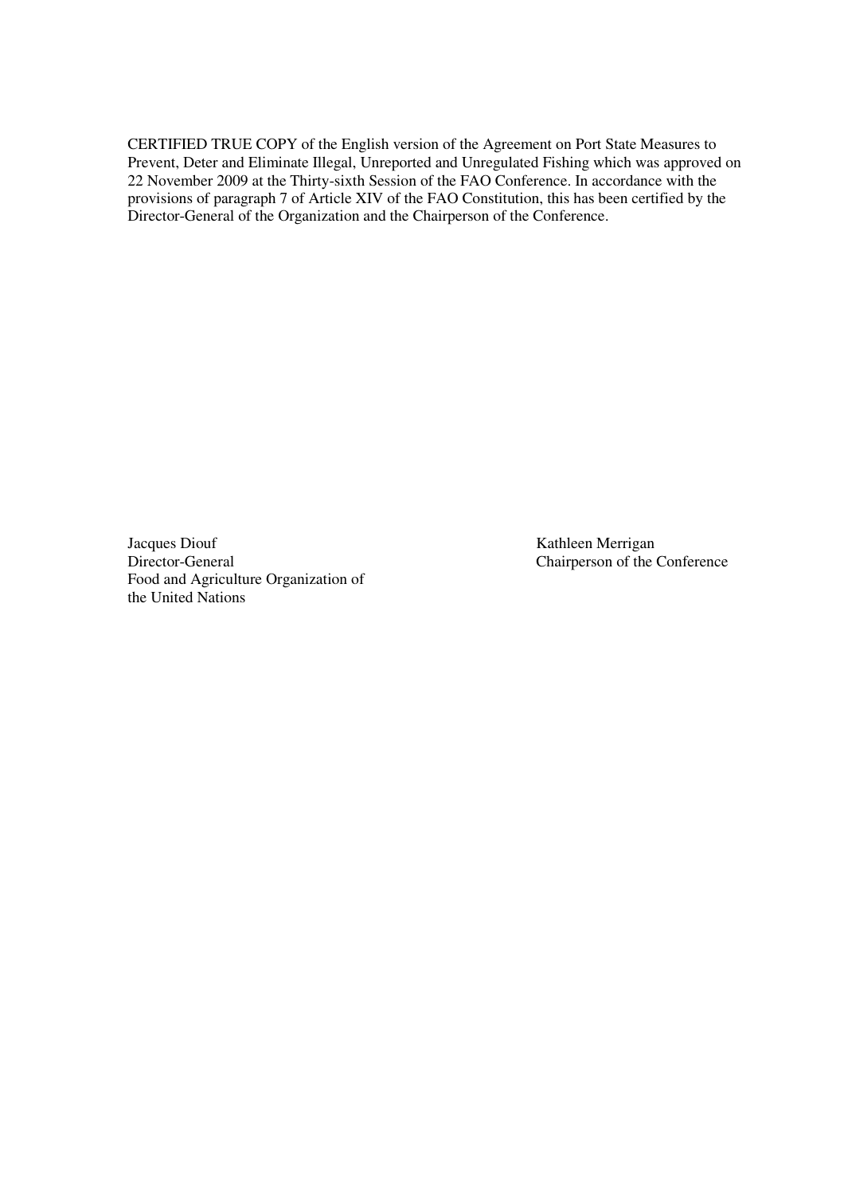CERTIFIED TRUE COPY of the English version of the Agreement on Port State Measures to Prevent, Deter and Eliminate Illegal, Unreported and Unregulated Fishing which was approved on 22 November 2009 at the Thirty-sixth Session of the FAO Conference. In accordance with the provisions of paragraph 7 of Article XIV of the FAO Constitution, this has been certified by the Director-General of the Organization and the Chairperson of the Conference.

Jacques Diouf
Director-General
Food and Agriculture Organization of the United Nations

Kathleen Merrigan
Chairperson of the Conference